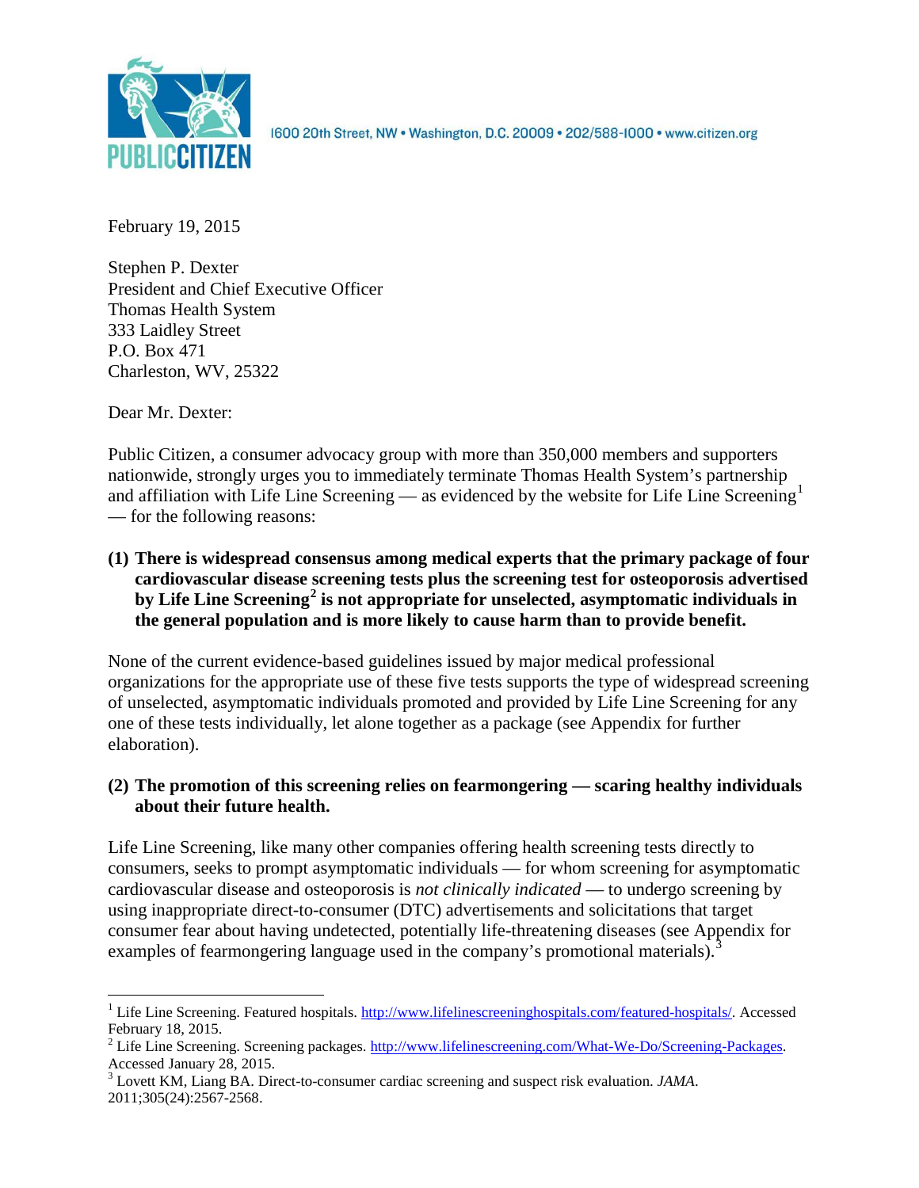PUBLIC CITIZEN

1600 20th Street, NW • Washington, D.C. 20009 • 202/588-1000 • www.citizen.org

February 19, 2015

Stephen P. Dexter
President and Chief Executive Officer
Thomas Health System
333 Laidley Street
P.O. Box 471
Charleston, WV, 25322

Dear Mr. Dexter:

Public Citizen, a consumer advocacy group with more than 350,000 members and supporters nationwide, strongly urges you to immediately terminate Thomas Health System's partnership and affiliation with Life Line Screening — as evidenced by the website for Life Line Screening[1] — for the following reasons:

**(1) There is widespread consensus among medical experts that the primary package of four cardiovascular disease screening tests plus the screening test for osteoporosis advertised by Life Line Screening[2] is not appropriate for unselected, asymptomatic individuals in the general population and is more likely to cause harm than to provide benefit.**

None of the current evidence-based guidelines issued by major medical professional organizations for the appropriate use of these five tests supports the type of widespread screening of unselected, asymptomatic individuals promoted and provided by Life Line Screening for any one of these tests individually, let alone together as a package (see Appendix for further elaboration).

**(2) The promotion of this screening relies on fearmongering — scaring healthy individuals about their future health.**

Life Line Screening, like many other companies offering health screening tests directly to consumers, seeks to prompt asymptomatic individuals — for whom screening for asymptomatic cardiovascular disease and osteoporosis is *not clinically indicated* — to undergo screening by using inappropriate direct-to-consumer (DTC) advertisements and solicitations that target consumer fear about having undetected, potentially life-threatening diseases (see Appendix for examples of fearmongering language used in the company's promotional materials).[3]

---

[1] Life Line Screening. Featured hospitals. http://www.lifelinescreeninghospitals.com/featured-hospitals/. Accessed February 18, 2015.

[2] Life Line Screening. Screening packages. http://www.lifelinescreening.com/What-We-Do/Screening-Packages. Accessed January 28, 2015.

[3] Lovett KM, Liang BA. Direct-to-consumer cardiac screening and suspect risk evaluation. *JAMA*. 2011;305(24):2567-2568.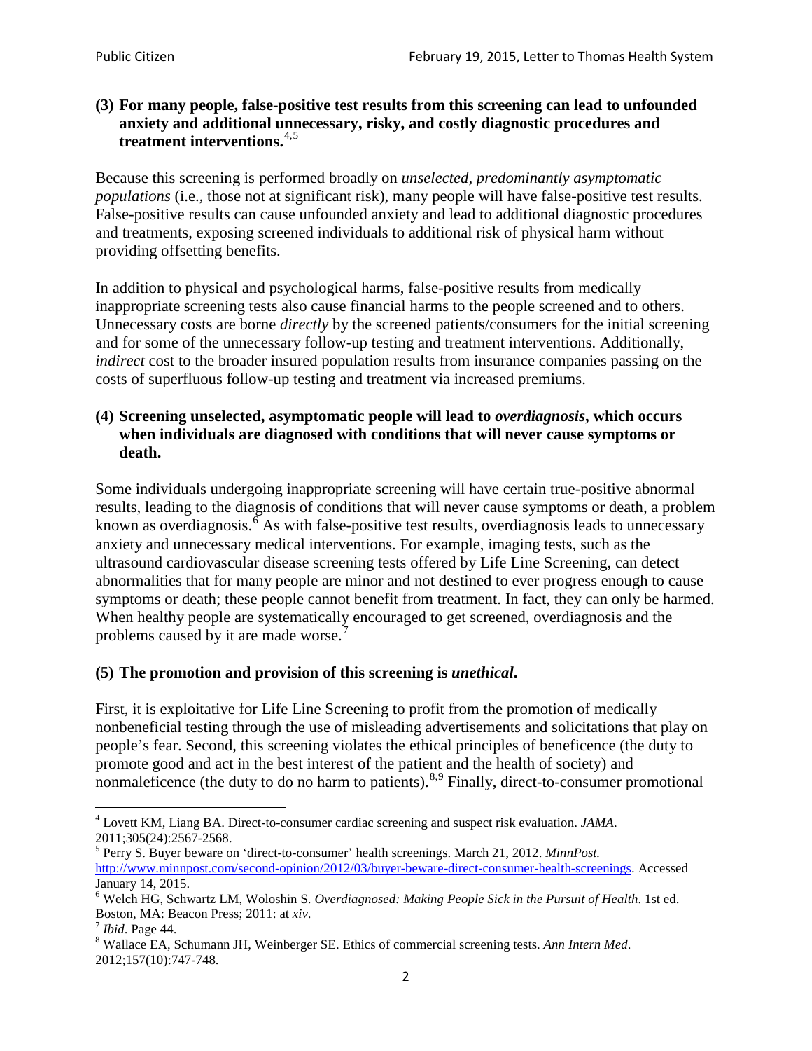**(3) For many people, false-positive test results from this screening can lead to unfounded anxiety and additional unnecessary, risky, and costly diagnostic procedures and treatment interventions.**[4,5]

Because this screening is performed broadly on *unselected, predominantly asymptomatic populations* (i.e., those not at significant risk), many people will have false-positive test results. False-positive results can cause unfounded anxiety and lead to additional diagnostic procedures and treatments, exposing screened individuals to additional risk of physical harm without providing offsetting benefits.

In addition to physical and psychological harms, false-positive results from medically inappropriate screening tests also cause financial harms to the people screened and to others. Unnecessary costs are borne *directly* by the screened patients/consumers for the initial screening and for some of the unnecessary follow-up testing and treatment interventions. Additionally, *indirect* cost to the broader insured population results from insurance companies passing on the costs of superfluous follow-up testing and treatment via increased premiums.

**(4) Screening unselected, asymptomatic people will lead to *overdiagnosis*, which occurs when individuals are diagnosed with conditions that will never cause symptoms or death.**

Some individuals undergoing inappropriate screening will have certain true-positive abnormal results, leading to the diagnosis of conditions that will never cause symptoms or death, a problem known as overdiagnosis.[6] As with false-positive test results, overdiagnosis leads to unnecessary anxiety and unnecessary medical interventions. For example, imaging tests, such as the ultrasound cardiovascular disease screening tests offered by Life Line Screening, can detect abnormalities that for many people are minor and not destined to ever progress enough to cause symptoms or death; these people cannot benefit from treatment. In fact, they can only be harmed. When healthy people are systematically encouraged to get screened, overdiagnosis and the problems caused by it are made worse.[7]

**(5) The promotion and provision of this screening is *unethical*.**

First, it is exploitative for Life Line Screening to profit from the promotion of medically nonbeneficial testing through the use of misleading advertisements and solicitations that play on people's fear. Second, this screening violates the ethical principles of beneficence (the duty to promote good and act in the best interest of the patient and the health of society) and nonmaleficence (the duty to do no harm to patients).[8,9] Finally, direct-to-consumer promotional

---

[4] Lovett KM, Liang BA. Direct-to-consumer cardiac screening and suspect risk evaluation. *JAMA*. 2011;305(24):2567-2568.

[5] Perry S. Buyer beware on 'direct-to-consumer' health screenings. March 21, 2012. *MinnPost.* http://www.minnpost.com/second-opinion/2012/03/buyer-beware-direct-consumer-health-screenings. Accessed January 14, 2015.

[6] Welch HG, Schwartz LM, Woloshin S. *Overdiagnosed: Making People Sick in the Pursuit of Health*. 1st ed. Boston, MA: Beacon Press; 2011: at *xiv*.

[7] *Ibid*. Page 44.

[8] Wallace EA, Schumann JH, Weinberger SE. Ethics of commercial screening tests. *Ann Intern Med*. 2012;157(10):747-748.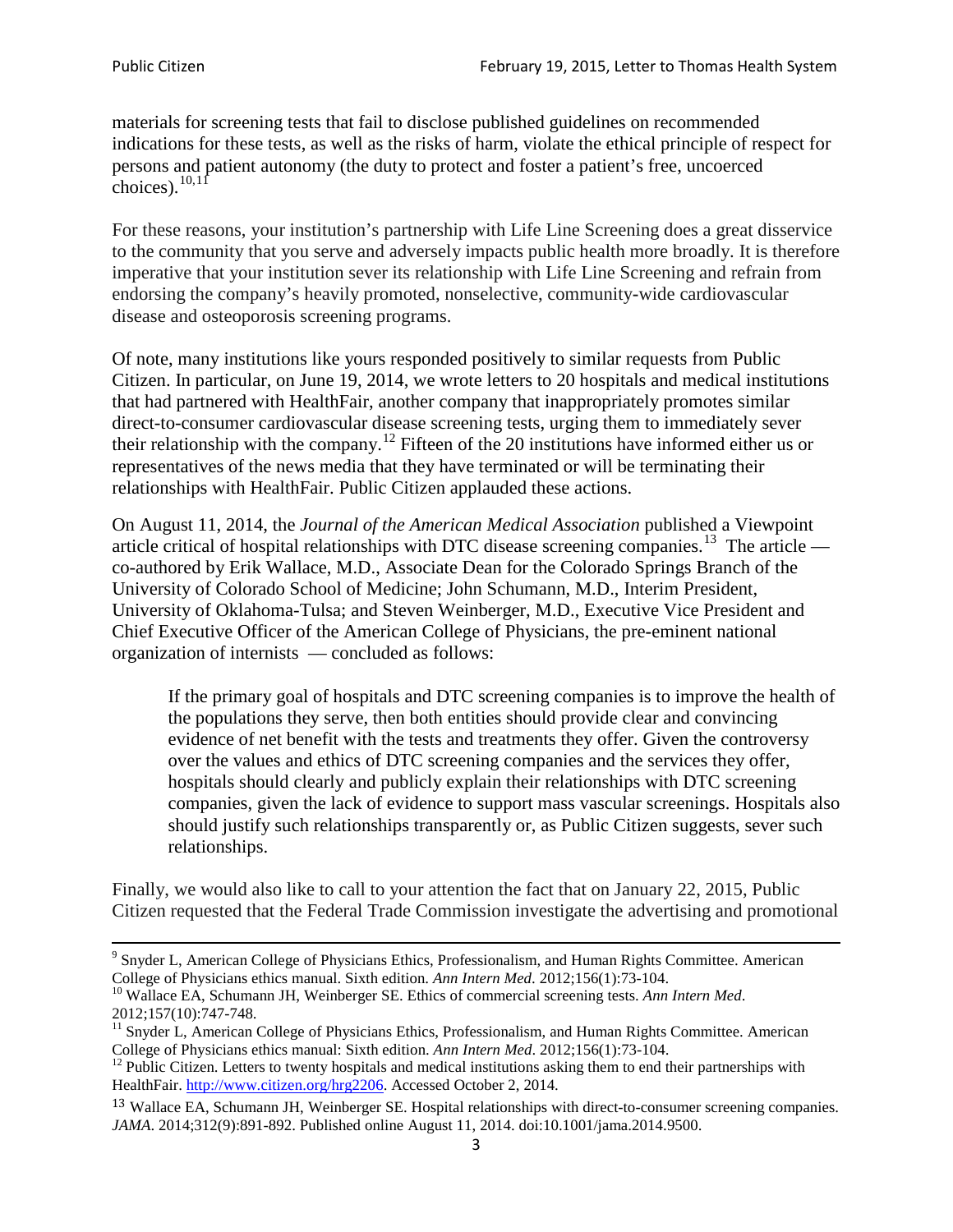materials for screening tests that fail to disclose published guidelines on recommended indications for these tests, as well as the risks of harm, violate the ethical principle of respect for persons and patient autonomy (the duty to protect and foster a patient's free, uncoerced choices).[10,11]

For these reasons, your institution's partnership with Life Line Screening does a great disservice to the community that you serve and adversely impacts public health more broadly. It is therefore imperative that your institution sever its relationship with Life Line Screening and refrain from endorsing the company's heavily promoted, nonselective, community-wide cardiovascular disease and osteoporosis screening programs.

Of note, many institutions like yours responded positively to similar requests from Public Citizen. In particular, on June 19, 2014, we wrote letters to 20 hospitals and medical institutions that had partnered with HealthFair, another company that inappropriately promotes similar direct-to-consumer cardiovascular disease screening tests, urging them to immediately sever their relationship with the company.[12] Fifteen of the 20 institutions have informed either us or representatives of the news media that they have terminated or will be terminating their relationships with HealthFair. Public Citizen applauded these actions.

On August 11, 2014, the *Journal of the American Medical Association* published a Viewpoint article critical of hospital relationships with DTC disease screening companies.[13] The article — co-authored by Erik Wallace, M.D., Associate Dean for the Colorado Springs Branch of the University of Colorado School of Medicine; John Schumann, M.D., Interim President, University of Oklahoma-Tulsa; and Steven Weinberger, M.D., Executive Vice President and Chief Executive Officer of the American College of Physicians, the pre-eminent national organization of internists — concluded as follows:

> If the primary goal of hospitals and DTC screening companies is to improve the health of the populations they serve, then both entities should provide clear and convincing evidence of net benefit with the tests and treatments they offer. Given the controversy over the values and ethics of DTC screening companies and the services they offer, hospitals should clearly and publicly explain their relationships with DTC screening companies, given the lack of evidence to support mass vascular screenings. Hospitals also should justify such relationships transparently or, as Public Citizen suggests, sever such relationships.

Finally, we would also like to call to your attention the fact that on January 22, 2015, Public Citizen requested that the Federal Trade Commission investigate the advertising and promotional

---

[9] Snyder L, American College of Physicians Ethics, Professionalism, and Human Rights Committee. American College of Physicians ethics manual. Sixth edition. *Ann Intern Med*. 2012;156(1):73-104.

[10] Wallace EA, Schumann JH, Weinberger SE. Ethics of commercial screening tests. *Ann Intern Med*. 2012;157(10):747-748.

[11] Snyder L, American College of Physicians Ethics, Professionalism, and Human Rights Committee. American College of Physicians ethics manual: Sixth edition. *Ann Intern Med*. 2012;156(1):73-104.

[12] Public Citizen. Letters to twenty hospitals and medical institutions asking them to end their partnerships with HealthFair. http://www.citizen.org/hrg2206. Accessed October 2, 2014.

[13] Wallace EA, Schumann JH, Weinberger SE. Hospital relationships with direct-to-consumer screening companies. *JAMA*. 2014;312(9):891-892. Published online August 11, 2014. doi:10.1001/jama.2014.9500.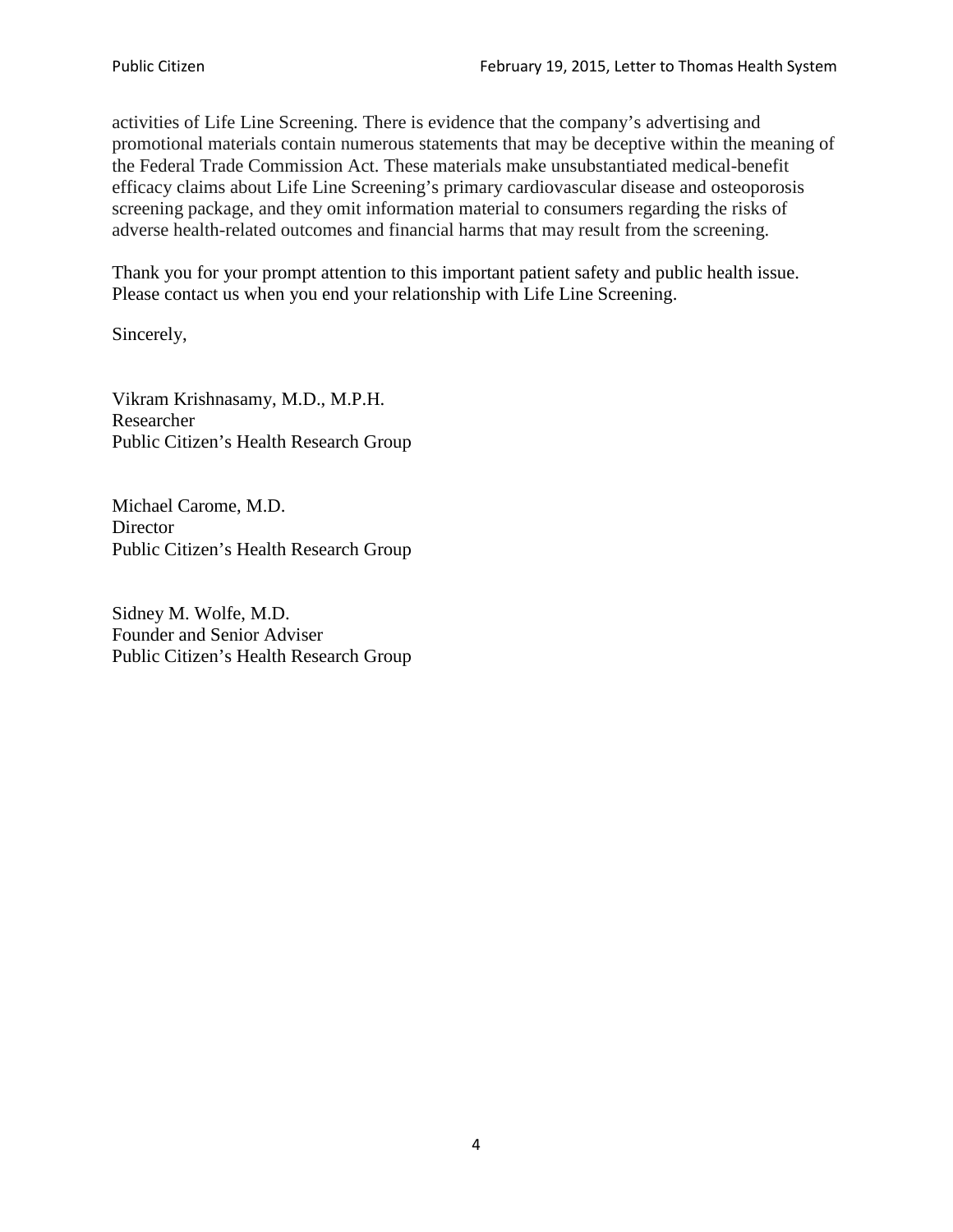activities of Life Line Screening. There is evidence that the company's advertising and promotional materials contain numerous statements that may be deceptive within the meaning of the Federal Trade Commission Act. These materials make unsubstantiated medical-benefit efficacy claims about Life Line Screening's primary cardiovascular disease and osteoporosis screening package, and they omit information material to consumers regarding the risks of adverse health-related outcomes and financial harms that may result from the screening.

Thank you for your prompt attention to this important patient safety and public health issue. Please contact us when you end your relationship with Life Line Screening.

Sincerely,

Vikram Krishnasamy, M.D., M.P.H.
Researcher
Public Citizen's Health Research Group

Michael Carome, M.D.
Director
Public Citizen's Health Research Group

Sidney M. Wolfe, M.D.
Founder and Senior Adviser
Public Citizen's Health Research Group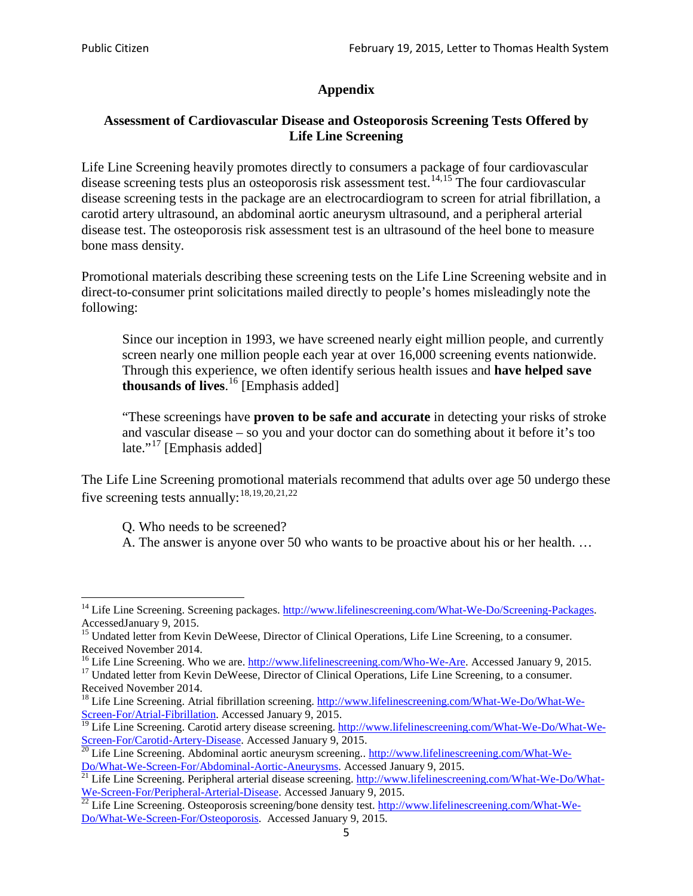## Appendix

### Assessment of Cardiovascular Disease and Osteoporosis Screening Tests Offered by Life Line Screening

Life Line Screening heavily promotes directly to consumers a package of four cardiovascular disease screening tests plus an osteoporosis risk assessment test.[14,15] The four cardiovascular disease screening tests in the package are an electrocardiogram to screen for atrial fibrillation, a carotid artery ultrasound, an abdominal aortic aneurysm ultrasound, and a peripheral arterial disease test. The osteoporosis risk assessment test is an ultrasound of the heel bone to measure bone mass density.

Promotional materials describing these screening tests on the Life Line Screening website and in direct-to-consumer print solicitations mailed directly to people's homes misleadingly note the following:

> Since our inception in 1993, we have screened nearly eight million people, and currently screen nearly one million people each year at over 16,000 screening events nationwide. Through this experience, we often identify serious health issues and **have helped save thousands of lives**.[16] [Emphasis added]
>
> "These screenings have **proven to be safe and accurate** in detecting your risks of stroke and vascular disease – so you and your doctor can do something about it before it's too late."[17] [Emphasis added]

The Life Line Screening promotional materials recommend that adults over age 50 undergo these five screening tests annually:[18,19,20,21,22]

> Q. Who needs to be screened?
> A. The answer is anyone over 50 who wants to be proactive about his or her health. …

---

[14] Life Line Screening. Screening packages. http://www.lifelinescreening.com/What-We-Do/Screening-Packages. AccessedJanuary 9, 2015.

[15] Undated letter from Kevin DeWeese, Director of Clinical Operations, Life Line Screening, to a consumer. Received November 2014.

[16] Life Line Screening. Who we are. http://www.lifelinescreening.com/Who-We-Are. Accessed January 9, 2015.

[17] Undated letter from Kevin DeWeese, Director of Clinical Operations, Life Line Screening, to a consumer. Received November 2014.

[18] Life Line Screening. Atrial fibrillation screening. http://www.lifelinescreening.com/What-We-Do/What-We-Screen-For/Atrial-Fibrillation. Accessed January 9, 2015.

[19] Life Line Screening. Carotid artery disease screening. http://www.lifelinescreening.com/What-We-Do/What-We-Screen-For/Carotid-Artery-Disease. Accessed January 9, 2015.

[20] Life Line Screening. Abdominal aortic aneurysm screening.. http://www.lifelinescreening.com/What-We-Do/What-We-Screen-For/Abdominal-Aortic-Aneurysms. Accessed January 9, 2015.

[21] Life Line Screening. Peripheral arterial disease screening. http://www.lifelinescreening.com/What-We-Do/What-We-Screen-For/Peripheral-Arterial-Disease. Accessed January 9, 2015.

[22] Life Line Screening. Osteoporosis screening/bone density test. http://www.lifelinescreening.com/What-We-Do/What-We-Screen-For/Osteoporosis. Accessed January 9, 2015.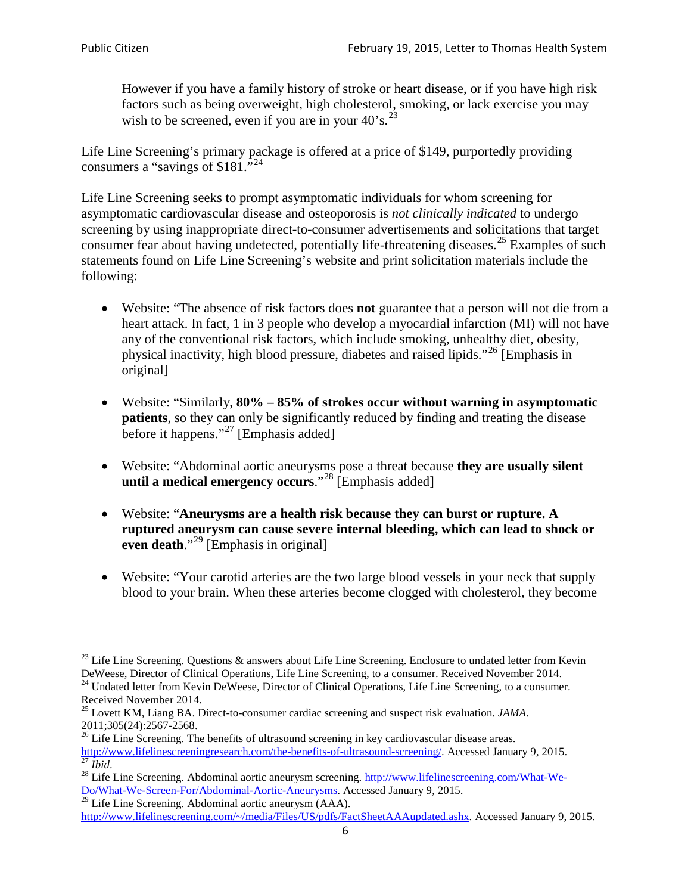> However if you have a family history of stroke or heart disease, or if you have high risk factors such as being overweight, high cholesterol, smoking, or lack exercise you may wish to be screened, even if you are in your 40's.[23]

Life Line Screening's primary package is offered at a price of $149, purportedly providing consumers a "savings of $181."[24]

Life Line Screening seeks to prompt asymptomatic individuals for whom screening for asymptomatic cardiovascular disease and osteoporosis is *not clinically indicated* to undergo screening by using inappropriate direct-to-consumer advertisements and solicitations that target consumer fear about having undetected, potentially life-threatening diseases.[25] Examples of such statements found on Life Line Screening's website and print solicitation materials include the following:

- Website: "The absence of risk factors does **not** guarantee that a person will not die from a heart attack. In fact, 1 in 3 people who develop a myocardial infarction (MI) will not have any of the conventional risk factors, which include smoking, unhealthy diet, obesity, physical inactivity, high blood pressure, diabetes and raised lipids."[26] [Emphasis in original]

- Website: "Similarly, **80% – 85% of strokes occur without warning in asymptomatic patients**, so they can only be significantly reduced by finding and treating the disease before it happens."[27] [Emphasis added]

- Website: "Abdominal aortic aneurysms pose a threat because **they are usually silent until a medical emergency occurs**."[28] [Emphasis added]

- Website: "**Aneurysms are a health risk because they can burst or rupture. A ruptured aneurysm can cause severe internal bleeding, which can lead to shock or even death**."[29] [Emphasis in original]

- Website: "Your carotid arteries are the two large blood vessels in your neck that supply blood to your brain. When these arteries become clogged with cholesterol, they become

---

[23] Life Line Screening. Questions & answers about Life Line Screening. Enclosure to undated letter from Kevin DeWeese, Director of Clinical Operations, Life Line Screening, to a consumer. Received November 2014.

[24] Undated letter from Kevin DeWeese, Director of Clinical Operations, Life Line Screening, to a consumer. Received November 2014.

[25] Lovett KM, Liang BA. Direct-to-consumer cardiac screening and suspect risk evaluation. *JAMA*. 2011;305(24):2567-2568.

[26] Life Line Screening. The benefits of ultrasound screening in key cardiovascular disease areas. http://www.lifelinescreeningresearch.com/the-benefits-of-ultrasound-screening/. Accessed January 9, 2015.

[27] *Ibid*.

[28] Life Line Screening. Abdominal aortic aneurysm screening. http://www.lifelinescreening.com/What-We-Do/What-We-Screen-For/Abdominal-Aortic-Aneurysms. Accessed January 9, 2015.

[29] Life Line Screening. Abdominal aortic aneurysm (AAA). http://www.lifelinescreening.com/~/media/Files/US/pdfs/FactSheetAAAupdated.ashx. Accessed January 9, 2015.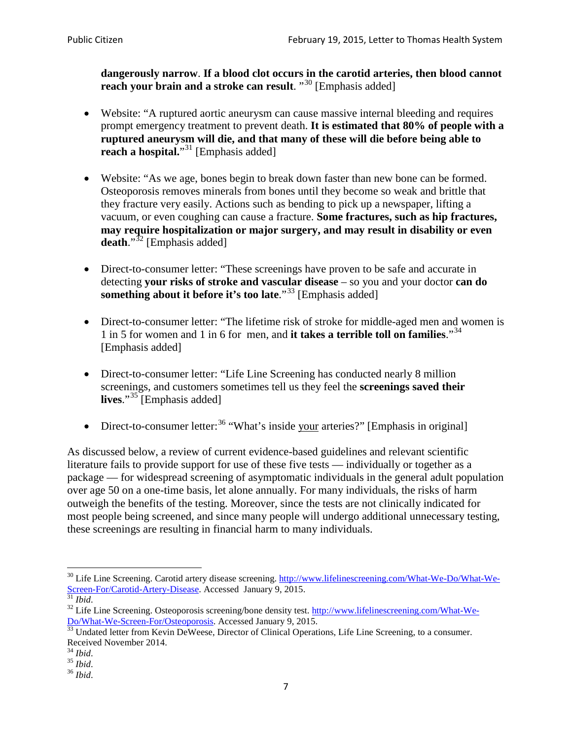**dangerously narrow**. **If a blood clot occurs in the carotid arteries, then blood cannot reach your brain and a stroke can result**. "[30] [Emphasis added]

- Website: "A ruptured aortic aneurysm can cause massive internal bleeding and requires prompt emergency treatment to prevent death. **It is estimated that 80% of people with a ruptured aneurysm will die, and that many of these will die before being able to reach a hospital.**"[31] [Emphasis added]

- Website: "As we age, bones begin to break down faster than new bone can be formed. Osteoporosis removes minerals from bones until they become so weak and brittle that they fracture very easily. Actions such as bending to pick up a newspaper, lifting a vacuum, or even coughing can cause a fracture. **Some fractures, such as hip fractures, may require hospitalization or major surgery, and may result in disability or even death**."[32] [Emphasis added]

- Direct-to-consumer letter: "These screenings have proven to be safe and accurate in detecting **your risks of stroke and vascular disease** – so you and your doctor **can do something about it before it's too late**."[33] [Emphasis added]

- Direct-to-consumer letter: "The lifetime risk of stroke for middle-aged men and women is 1 in 5 for women and 1 in 6 for men, and **it takes a terrible toll on families**."[34] [Emphasis added]

- Direct-to-consumer letter: "Life Line Screening has conducted nearly 8 million screenings, and customers sometimes tell us they feel the **screenings saved their lives**."[35] [Emphasis added]

- Direct-to-consumer letter:[36] "What's inside <u>your</u> arteries?" [Emphasis in original]

As discussed below, a review of current evidence-based guidelines and relevant scientific literature fails to provide support for use of these five tests — individually or together as a package — for widespread screening of asymptomatic individuals in the general adult population over age 50 on a one-time basis, let alone annually. For many individuals, the risks of harm outweigh the benefits of the testing. Moreover, since the tests are not clinically indicated for most people being screened, and since many people will undergo additional unnecessary testing, these screenings are resulting in financial harm to many individuals.

---

[30] Life Line Screening. Carotid artery disease screening. http://www.lifelinescreening.com/What-We-Do/What-We-Screen-For/Carotid-Artery-Disease. Accessed January 9, 2015.
[31] *Ibid*.
[32] Life Line Screening. Osteoporosis screening/bone density test. http://www.lifelinescreening.com/What-We-Do/What-We-Screen-For/Osteoporosis. Accessed January 9, 2015.
[33] Undated letter from Kevin DeWeese, Director of Clinical Operations, Life Line Screening, to a consumer. Received November 2014.
[34] *Ibid*.
[35] *Ibid*.
[36] *Ibid*.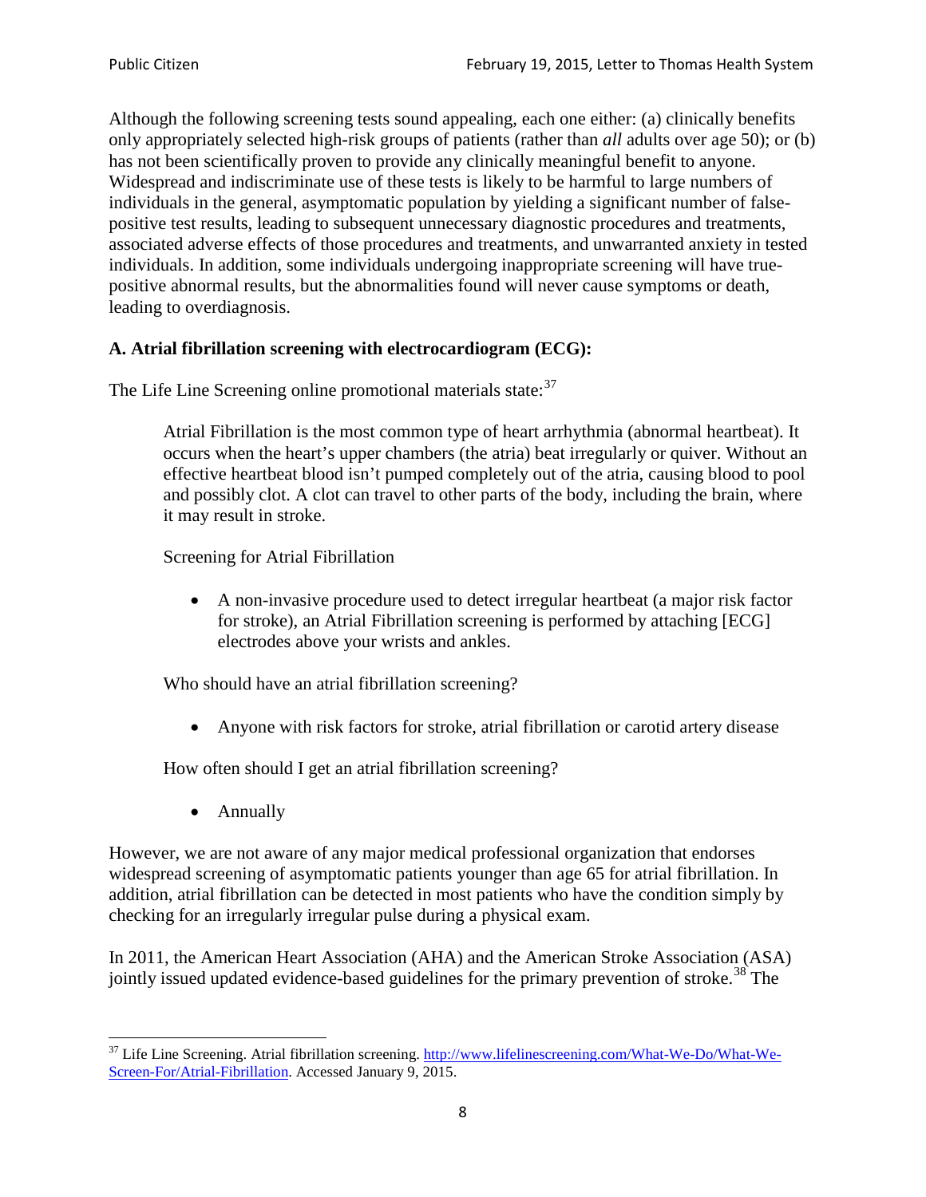Although the following screening tests sound appealing, each one either: (a) clinically benefits only appropriately selected high-risk groups of patients (rather than *all* adults over age 50); or (b) has not been scientifically proven to provide any clinically meaningful benefit to anyone. Widespread and indiscriminate use of these tests is likely to be harmful to large numbers of individuals in the general, asymptomatic population by yielding a significant number of false-positive test results, leading to subsequent unnecessary diagnostic procedures and treatments, associated adverse effects of those procedures and treatments, and unwarranted anxiety in tested individuals. In addition, some individuals undergoing inappropriate screening will have true-positive abnormal results, but the abnormalities found will never cause symptoms or death, leading to overdiagnosis.

**A. Atrial fibrillation screening with electrocardiogram (ECG):**

The Life Line Screening online promotional materials state:[37]

> Atrial Fibrillation is the most common type of heart arrhythmia (abnormal heartbeat). It occurs when the heart's upper chambers (the atria) beat irregularly or quiver. Without an effective heartbeat blood isn't pumped completely out of the atria, causing blood to pool and possibly clot. A clot can travel to other parts of the body, including the brain, where it may result in stroke.
>
> Screening for Atrial Fibrillation
>
> - A non-invasive procedure used to detect irregular heartbeat (a major risk factor for stroke), an Atrial Fibrillation screening is performed by attaching [ECG] electrodes above your wrists and ankles.
>
> Who should have an atrial fibrillation screening?
>
> - Anyone with risk factors for stroke, atrial fibrillation or carotid artery disease
>
> How often should I get an atrial fibrillation screening?
>
> - Annually

However, we are not aware of any major medical professional organization that endorses widespread screening of asymptomatic patients younger than age 65 for atrial fibrillation. In addition, atrial fibrillation can be detected in most patients who have the condition simply by checking for an irregularly irregular pulse during a physical exam.

In 2011, the American Heart Association (AHA) and the American Stroke Association (ASA) jointly issued updated evidence-based guidelines for the primary prevention of stroke.[38] The

[37] Life Line Screening. Atrial fibrillation screening. http://www.lifelinescreening.com/What-We-Do/What-We-Screen-For/Atrial-Fibrillation. Accessed January 9, 2015.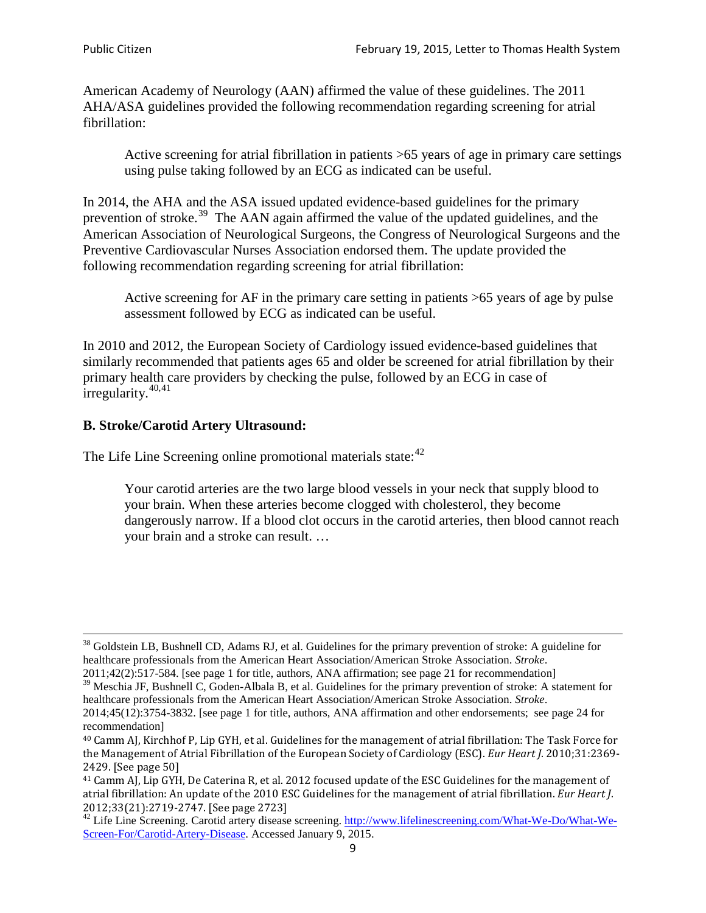American Academy of Neurology (AAN) affirmed the value of these guidelines. The 2011 AHA/ASA guidelines provided the following recommendation regarding screening for atrial fibrillation:

> Active screening for atrial fibrillation in patients >65 years of age in primary care settings using pulse taking followed by an ECG as indicated can be useful.

In 2014, the AHA and the ASA issued updated evidence-based guidelines for the primary prevention of stroke.[39] The AAN again affirmed the value of the updated guidelines, and the American Association of Neurological Surgeons, the Congress of Neurological Surgeons and the Preventive Cardiovascular Nurses Association endorsed them. The update provided the following recommendation regarding screening for atrial fibrillation:

> Active screening for AF in the primary care setting in patients >65 years of age by pulse assessment followed by ECG as indicated can be useful.

In 2010 and 2012, the European Society of Cardiology issued evidence-based guidelines that similarly recommended that patients ages 65 and older be screened for atrial fibrillation by their primary health care providers by checking the pulse, followed by an ECG in case of irregularity.[40,41]

**B. Stroke/Carotid Artery Ultrasound:**

The Life Line Screening online promotional materials state:[42]

> Your carotid arteries are the two large blood vessels in your neck that supply blood to your brain. When these arteries become clogged with cholesterol, they become dangerously narrow. If a blood clot occurs in the carotid arteries, then blood cannot reach your brain and a stroke can result. …

---

[38] Goldstein LB, Bushnell CD, Adams RJ, et al. Guidelines for the primary prevention of stroke: A guideline for healthcare professionals from the American Heart Association/American Stroke Association. *Stroke*. 2011;42(2):517-584. [see page 1 for title, authors, ANA affirmation; see page 21 for recommendation]

[39] Meschia JF, Bushnell C, Goden-Albala B, et al. Guidelines for the primary prevention of stroke: A statement for healthcare professionals from the American Heart Association/American Stroke Association. *Stroke*. 2014;45(12):3754-3832. [see page 1 for title, authors, ANA affirmation and other endorsements; see page 24 for recommendation]

[40] Camm AJ, Kirchhof P, Lip GYH, et al. Guidelines for the management of atrial fibrillation: The Task Force for the Management of Atrial Fibrillation of the European Society of Cardiology (ESC). *Eur Heart J*. 2010;31:2369-2429. [See page 50]

[41] Camm AJ, Lip GYH, De Caterina R, et al. 2012 focused update of the ESC Guidelines for the management of atrial fibrillation: An update of the 2010 ESC Guidelines for the management of atrial fibrillation. *Eur Heart J*. 2012;33(21):2719-2747. [See page 2723]

[42] Life Line Screening. Carotid artery disease screening. http://www.lifelinescreening.com/What-We-Do/What-We-Screen-For/Carotid-Artery-Disease. Accessed January 9, 2015.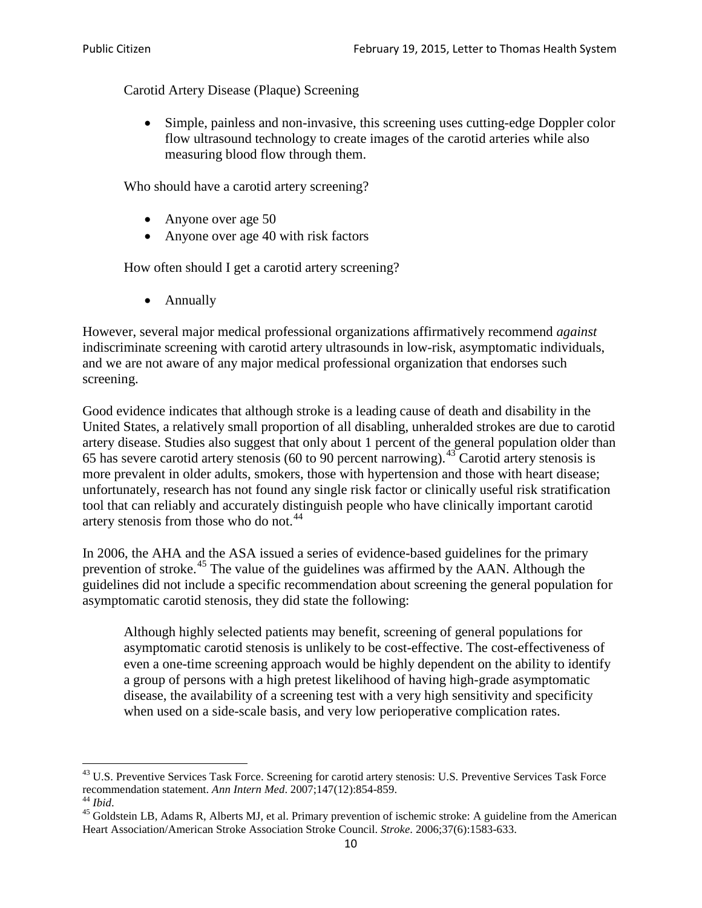Carotid Artery Disease (Plaque) Screening

- Simple, painless and non-invasive, this screening uses cutting-edge Doppler color flow ultrasound technology to create images of the carotid arteries while also measuring blood flow through them.

Who should have a carotid artery screening?

- Anyone over age 50
- Anyone over age 40 with risk factors

How often should I get a carotid artery screening?

- Annually

However, several major medical professional organizations affirmatively recommend *against* indiscriminate screening with carotid artery ultrasounds in low-risk, asymptomatic individuals, and we are not aware of any major medical professional organization that endorses such screening.

Good evidence indicates that although stroke is a leading cause of death and disability in the United States, a relatively small proportion of all disabling, unheralded strokes are due to carotid artery disease. Studies also suggest that only about 1 percent of the general population older than 65 has severe carotid artery stenosis (60 to 90 percent narrowing).[43] Carotid artery stenosis is more prevalent in older adults, smokers, those with hypertension and those with heart disease; unfortunately, research has not found any single risk factor or clinically useful risk stratification tool that can reliably and accurately distinguish people who have clinically important carotid artery stenosis from those who do not.[44]

In 2006, the AHA and the ASA issued a series of evidence-based guidelines for the primary prevention of stroke.[45] The value of the guidelines was affirmed by the AAN. Although the guidelines did not include a specific recommendation about screening the general population for asymptomatic carotid stenosis, they did state the following:

> Although highly selected patients may benefit, screening of general populations for asymptomatic carotid stenosis is unlikely to be cost-effective. The cost-effectiveness of even a one-time screening approach would be highly dependent on the ability to identify a group of persons with a high pretest likelihood of having high-grade asymptomatic disease, the availability of a screening test with a very high sensitivity and specificity when used on a side-scale basis, and very low perioperative complication rates.

---

[43] U.S. Preventive Services Task Force. Screening for carotid artery stenosis: U.S. Preventive Services Task Force recommendation statement. *Ann Intern Med*. 2007;147(12):854-859.

[44] *Ibid*.

[45] Goldstein LB, Adams R, Alberts MJ, et al. Primary prevention of ischemic stroke: A guideline from the American Heart Association/American Stroke Association Stroke Council. *Stroke*. 2006;37(6):1583-633.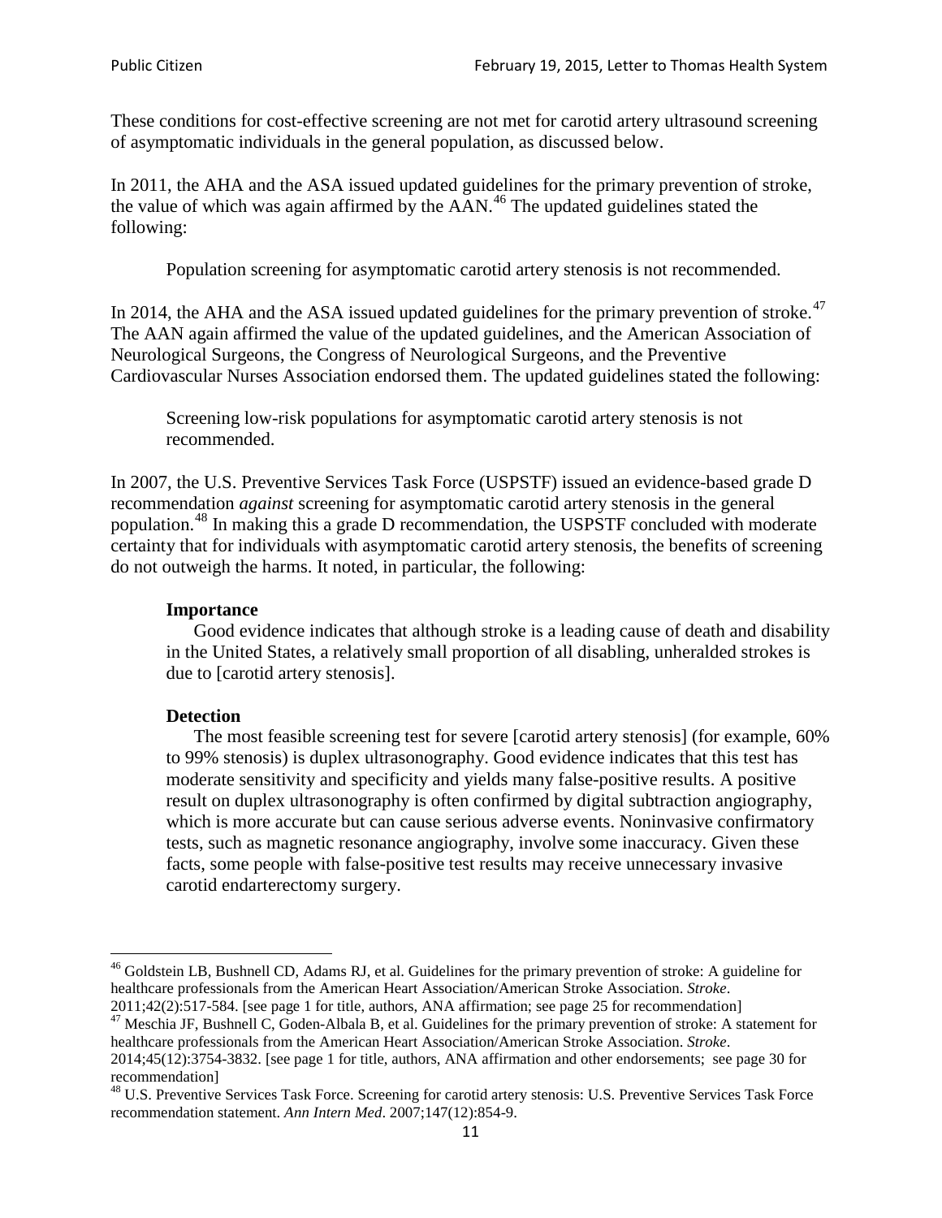These conditions for cost-effective screening are not met for carotid artery ultrasound screening of asymptomatic individuals in the general population, as discussed below.

In 2011, the AHA and the ASA issued updated guidelines for the primary prevention of stroke, the value of which was again affirmed by the AAN.[46] The updated guidelines stated the following:

> Population screening for asymptomatic carotid artery stenosis is not recommended.

In 2014, the AHA and the ASA issued updated guidelines for the primary prevention of stroke.[47] The AAN again affirmed the value of the updated guidelines, and the American Association of Neurological Surgeons, the Congress of Neurological Surgeons, and the Preventive Cardiovascular Nurses Association endorsed them. The updated guidelines stated the following:

> Screening low-risk populations for asymptomatic carotid artery stenosis is not recommended.

In 2007, the U.S. Preventive Services Task Force (USPSTF) issued an evidence-based grade D recommendation *against* screening for asymptomatic carotid artery stenosis in the general population.[48] In making this a grade D recommendation, the USPSTF concluded with moderate certainty that for individuals with asymptomatic carotid artery stenosis, the benefits of screening do not outweigh the harms. It noted, in particular, the following:

> **Importance**
>
> Good evidence indicates that although stroke is a leading cause of death and disability in the United States, a relatively small proportion of all disabling, unheralded strokes is due to [carotid artery stenosis].
>
> **Detection**
>
> The most feasible screening test for severe [carotid artery stenosis] (for example, 60% to 99% stenosis) is duplex ultrasonography. Good evidence indicates that this test has moderate sensitivity and specificity and yields many false-positive results. A positive result on duplex ultrasonography is often confirmed by digital subtraction angiography, which is more accurate but can cause serious adverse events. Noninvasive confirmatory tests, such as magnetic resonance angiography, involve some inaccuracy. Given these facts, some people with false-positive test results may receive unnecessary invasive carotid endarterectomy surgery.

---

[46] Goldstein LB, Bushnell CD, Adams RJ, et al. Guidelines for the primary prevention of stroke: A guideline for healthcare professionals from the American Heart Association/American Stroke Association. *Stroke*. 2011;42(2):517-584. [see page 1 for title, authors, ANA affirmation; see page 25 for recommendation]

[47] Meschia JF, Bushnell C, Goden-Albala B, et al. Guidelines for the primary prevention of stroke: A statement for healthcare professionals from the American Heart Association/American Stroke Association. *Stroke*. 2014;45(12):3754-3832. [see page 1 for title, authors, ANA affirmation and other endorsements; see page 30 for recommendation]

[48] U.S. Preventive Services Task Force. Screening for carotid artery stenosis: U.S. Preventive Services Task Force recommendation statement. *Ann Intern Med*. 2007;147(12):854-9.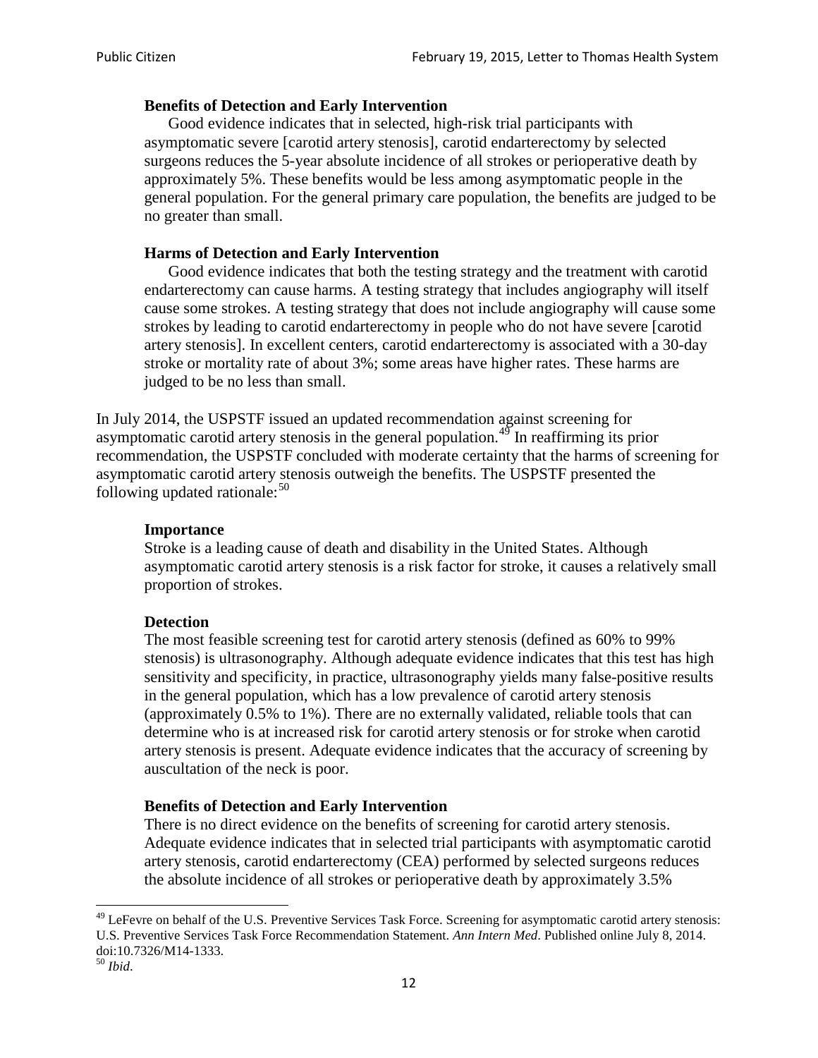> **Benefits of Detection and Early Intervention**
>
> Good evidence indicates that in selected, high-risk trial participants with asymptomatic severe [carotid artery stenosis], carotid endarterectomy by selected surgeons reduces the 5-year absolute incidence of all strokes or perioperative death by approximately 5%. These benefits would be less among asymptomatic people in the general population. For the general primary care population, the benefits are judged to be no greater than small.
>
> **Harms of Detection and Early Intervention**
>
> Good evidence indicates that both the testing strategy and the treatment with carotid endarterectomy can cause harms. A testing strategy that includes angiography will itself cause some strokes. A testing strategy that does not include angiography will cause some strokes by leading to carotid endarterectomy in people who do not have severe [carotid artery stenosis]. In excellent centers, carotid endarterectomy is associated with a 30-day stroke or mortality rate of about 3%; some areas have higher rates. These harms are judged to be no less than small.

In July 2014, the USPSTF issued an updated recommendation against screening for asymptomatic carotid artery stenosis in the general population.[49] In reaffirming its prior recommendation, the USPSTF concluded with moderate certainty that the harms of screening for asymptomatic carotid artery stenosis outweigh the benefits. The USPSTF presented the following updated rationale:[50]

> **Importance**
>
> Stroke is a leading cause of death and disability in the United States. Although asymptomatic carotid artery stenosis is a risk factor for stroke, it causes a relatively small proportion of strokes.
>
> **Detection**
>
> The most feasible screening test for carotid artery stenosis (defined as 60% to 99% stenosis) is ultrasonography. Although adequate evidence indicates that this test has high sensitivity and specificity, in practice, ultrasonography yields many false-positive results in the general population, which has a low prevalence of carotid artery stenosis (approximately 0.5% to 1%). There are no externally validated, reliable tools that can determine who is at increased risk for carotid artery stenosis or for stroke when carotid artery stenosis is present. Adequate evidence indicates that the accuracy of screening by auscultation of the neck is poor.
>
> **Benefits of Detection and Early Intervention**
>
> There is no direct evidence on the benefits of screening for carotid artery stenosis. Adequate evidence indicates that in selected trial participants with asymptomatic carotid artery stenosis, carotid endarterectomy (CEA) performed by selected surgeons reduces the absolute incidence of all strokes or perioperative death by approximately 3.5%

---

[49] LeFevre on behalf of the U.S. Preventive Services Task Force. Screening for asymptomatic carotid artery stenosis: U.S. Preventive Services Task Force Recommendation Statement. *Ann Intern Med*. Published online July 8, 2014. doi:10.7326/M14-1333.

[50] *Ibid*.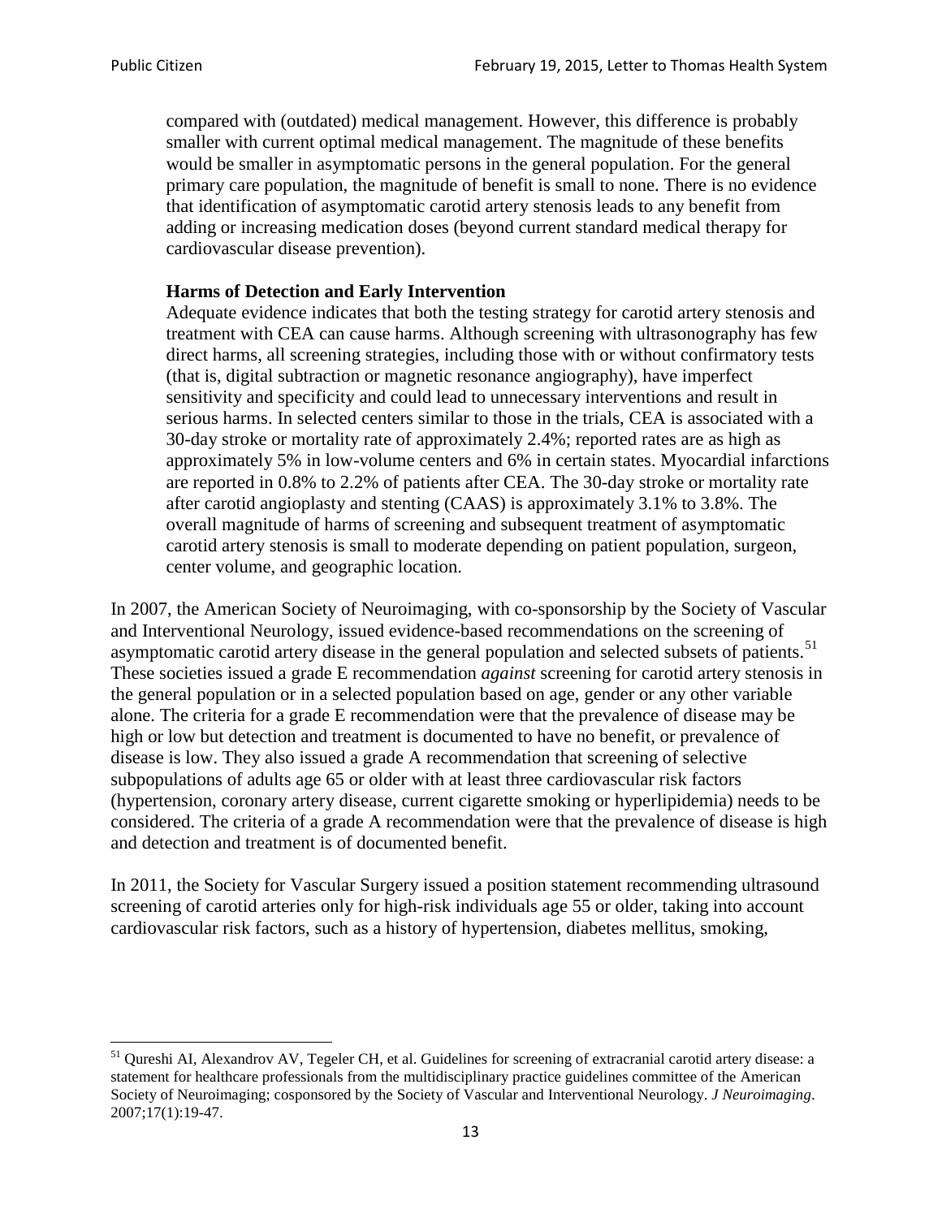> compared with (outdated) medical management. However, this difference is probably smaller with current optimal medical management. The magnitude of these benefits would be smaller in asymptomatic persons in the general population. For the general primary care population, the magnitude of benefit is small to none. There is no evidence that identification of asymptomatic carotid artery stenosis leads to any benefit from adding or increasing medication doses (beyond current standard medical therapy for cardiovascular disease prevention).
>
> **Harms of Detection and Early Intervention**
> Adequate evidence indicates that both the testing strategy for carotid artery stenosis and treatment with CEA can cause harms. Although screening with ultrasonography has few direct harms, all screening strategies, including those with or without confirmatory tests (that is, digital subtraction or magnetic resonance angiography), have imperfect sensitivity and specificity and could lead to unnecessary interventions and result in serious harms. In selected centers similar to those in the trials, CEA is associated with a 30-day stroke or mortality rate of approximately 2.4%; reported rates are as high as approximately 5% in low-volume centers and 6% in certain states. Myocardial infarctions are reported in 0.8% to 2.2% of patients after CEA. The 30-day stroke or mortality rate after carotid angioplasty and stenting (CAAS) is approximately 3.1% to 3.8%. The overall magnitude of harms of screening and subsequent treatment of asymptomatic carotid artery stenosis is small to moderate depending on patient population, surgeon, center volume, and geographic location.

In 2007, the American Society of Neuroimaging, with co-sponsorship by the Society of Vascular and Interventional Neurology, issued evidence-based recommendations on the screening of asymptomatic carotid artery disease in the general population and selected subsets of patients.[51] These societies issued a grade E recommendation *against* screening for carotid artery stenosis in the general population or in a selected population based on age, gender or any other variable alone. The criteria for a grade E recommendation were that the prevalence of disease may be high or low but detection and treatment is documented to have no benefit, or prevalence of disease is low. They also issued a grade A recommendation that screening of selective subpopulations of adults age 65 or older with at least three cardiovascular risk factors (hypertension, coronary artery disease, current cigarette smoking or hyperlipidemia) needs to be considered. The criteria of a grade A recommendation were that the prevalence of disease is high and detection and treatment is of documented benefit.

In 2011, the Society for Vascular Surgery issued a position statement recommending ultrasound screening of carotid arteries only for high-risk individuals age 55 or older, taking into account cardiovascular risk factors, such as a history of hypertension, diabetes mellitus, smoking,

---

[51] Qureshi AI, Alexandrov AV, Tegeler CH, et al. Guidelines for screening of extracranial carotid artery disease: a statement for healthcare professionals from the multidisciplinary practice guidelines committee of the American Society of Neuroimaging; cosponsored by the Society of Vascular and Interventional Neurology. *J Neuroimaging*. 2007;17(1):19-47.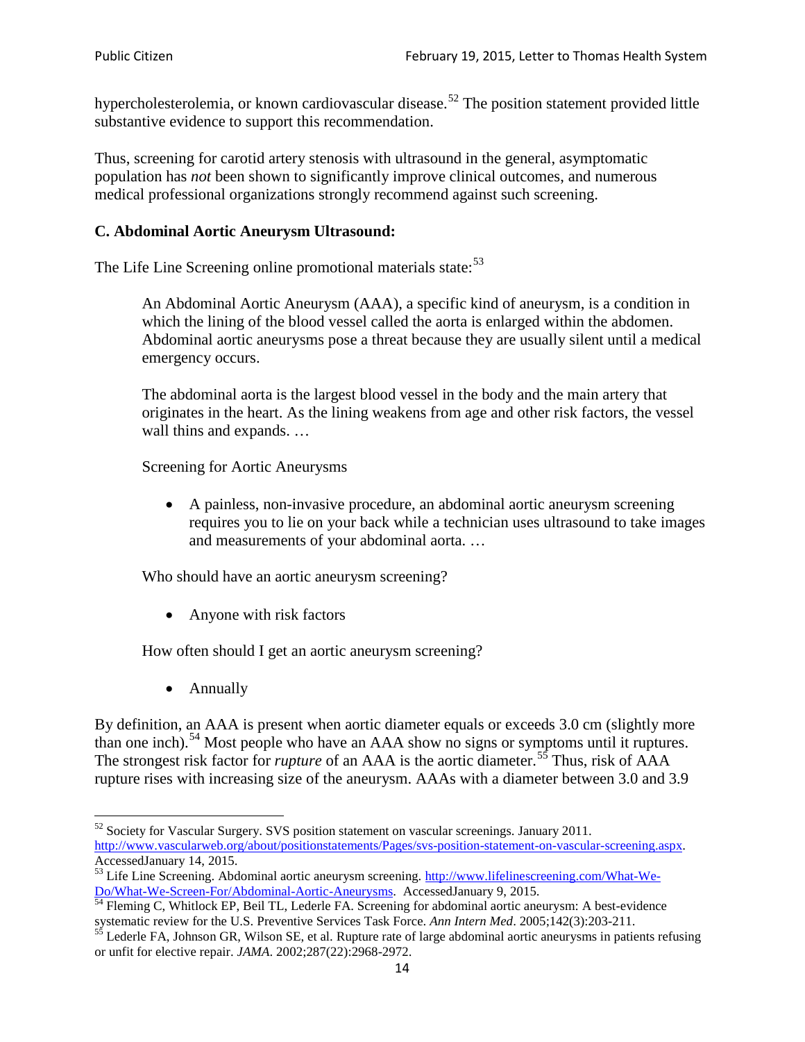hypercholesterolemia, or known cardiovascular disease.[52] The position statement provided little substantive evidence to support this recommendation.

Thus, screening for carotid artery stenosis with ultrasound in the general, asymptomatic population has *not* been shown to significantly improve clinical outcomes, and numerous medical professional organizations strongly recommend against such screening.

### C. Abdominal Aortic Aneurysm Ultrasound:

The Life Line Screening online promotional materials state:[53]

> An Abdominal Aortic Aneurysm (AAA), a specific kind of aneurysm, is a condition in which the lining of the blood vessel called the aorta is enlarged within the abdomen. Abdominal aortic aneurysms pose a threat because they are usually silent until a medical emergency occurs.
>
> The abdominal aorta is the largest blood vessel in the body and the main artery that originates in the heart. As the lining weakens from age and other risk factors, the vessel wall thins and expands. …
>
> Screening for Aortic Aneurysms
>
> - A painless, non-invasive procedure, an abdominal aortic aneurysm screening requires you to lie on your back while a technician uses ultrasound to take images and measurements of your abdominal aorta. …
>
> Who should have an aortic aneurysm screening?
>
> - Anyone with risk factors
>
> How often should I get an aortic aneurysm screening?
>
> - Annually

By definition, an AAA is present when aortic diameter equals or exceeds 3.0 cm (slightly more than one inch).[54] Most people who have an AAA show no signs or symptoms until it ruptures. The strongest risk factor for *rupture* of an AAA is the aortic diameter.[55] Thus, risk of AAA rupture rises with increasing size of the aneurysm. AAAs with a diameter between 3.0 and 3.9

---

[52] Society for Vascular Surgery. SVS position statement on vascular screenings. January 2011. http://www.vascularweb.org/about/positionstatements/Pages/svs-position-statement-on-vascular-screening.aspx. AccessedJanuary 14, 2015.

[53] Life Line Screening. Abdominal aortic aneurysm screening. http://www.lifelinescreening.com/What-We-Do/What-We-Screen-For/Abdominal-Aortic-Aneurysms. AccessedJanuary 9, 2015.

[54] Fleming C, Whitlock EP, Beil TL, Lederle FA. Screening for abdominal aortic aneurysm: A best-evidence systematic review for the U.S. Preventive Services Task Force. *Ann Intern Med*. 2005;142(3):203-211.

[55] Lederle FA, Johnson GR, Wilson SE, et al. Rupture rate of large abdominal aortic aneurysms in patients refusing or unfit for elective repair. *JAMA*. 2002;287(22):2968-2972.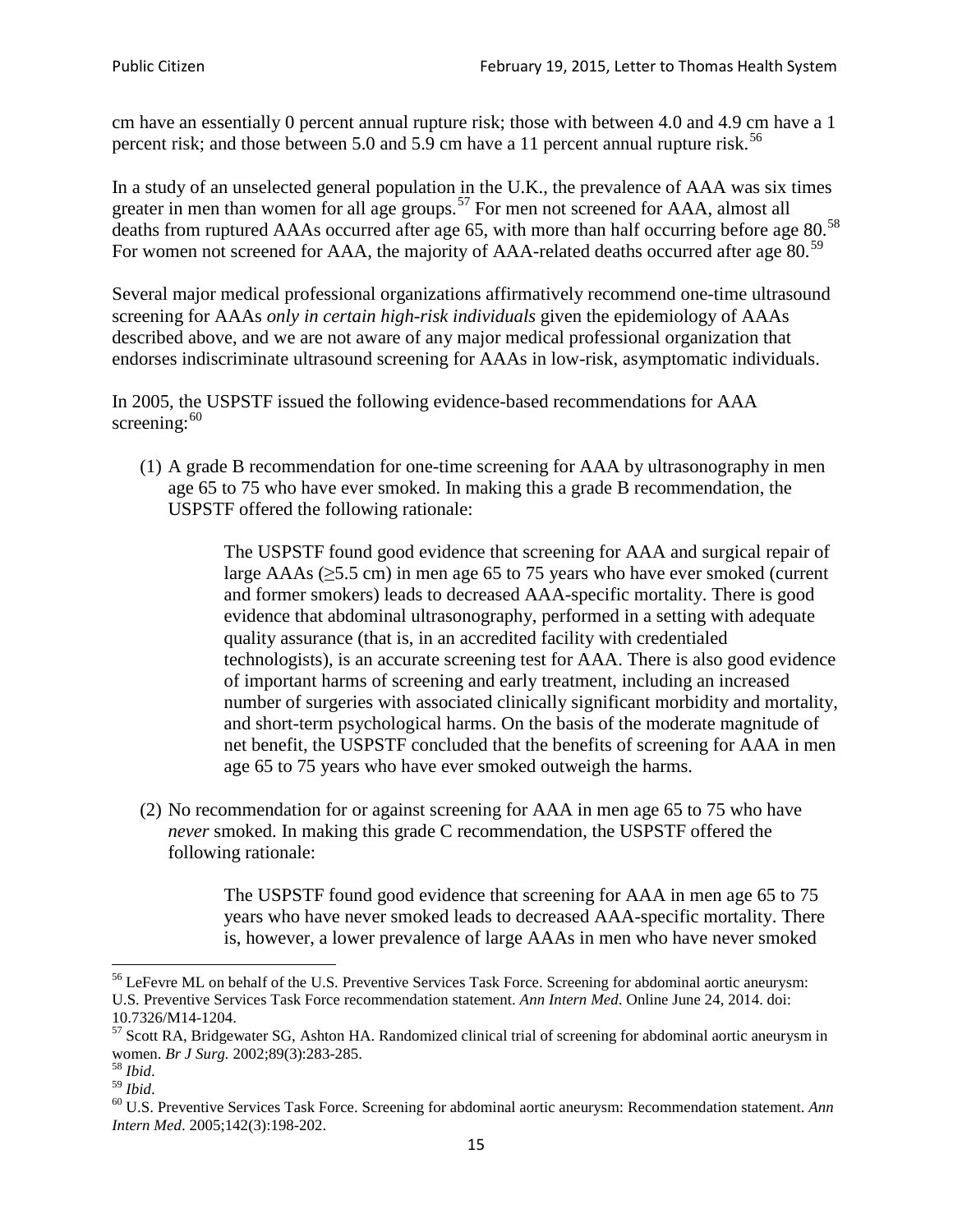cm have an essentially 0 percent annual rupture risk; those with between 4.0 and 4.9 cm have a 1 percent risk; and those between 5.0 and 5.9 cm have a 11 percent annual rupture risk.[56]

In a study of an unselected general population in the U.K., the prevalence of AAA was six times greater in men than women for all age groups.[57] For men not screened for AAA, almost all deaths from ruptured AAAs occurred after age 65, with more than half occurring before age 80.[58] For women not screened for AAA, the majority of AAA-related deaths occurred after age 80.[59]

Several major medical professional organizations affirmatively recommend one-time ultrasound screening for AAAs *only in certain high-risk individuals* given the epidemiology of AAAs described above, and we are not aware of any major medical professional organization that endorses indiscriminate ultrasound screening for AAAs in low-risk, asymptomatic individuals.

In 2005, the USPSTF issued the following evidence-based recommendations for AAA screening:[60]

(1) A grade B recommendation for one-time screening for AAA by ultrasonography in men age 65 to 75 who have ever smoked. In making this a grade B recommendation, the USPSTF offered the following rationale:

> The USPSTF found good evidence that screening for AAA and surgical repair of large AAAs (≥5.5 cm) in men age 65 to 75 years who have ever smoked (current and former smokers) leads to decreased AAA-specific mortality. There is good evidence that abdominal ultrasonography, performed in a setting with adequate quality assurance (that is, in an accredited facility with credentialed technologists), is an accurate screening test for AAA. There is also good evidence of important harms of screening and early treatment, including an increased number of surgeries with associated clinically significant morbidity and mortality, and short-term psychological harms. On the basis of the moderate magnitude of net benefit, the USPSTF concluded that the benefits of screening for AAA in men age 65 to 75 years who have ever smoked outweigh the harms.

(2) No recommendation for or against screening for AAA in men age 65 to 75 who have *never* smoked. In making this grade C recommendation, the USPSTF offered the following rationale:

> The USPSTF found good evidence that screening for AAA in men age 65 to 75 years who have never smoked leads to decreased AAA-specific mortality. There is, however, a lower prevalence of large AAAs in men who have never smoked

---

[56] LeFevre ML on behalf of the U.S. Preventive Services Task Force. Screening for abdominal aortic aneurysm: U.S. Preventive Services Task Force recommendation statement. *Ann Intern Med*. Online June 24, 2014. doi: 10.7326/M14-1204.

[57] Scott RA, Bridgewater SG, Ashton HA. Randomized clinical trial of screening for abdominal aortic aneurysm in women. *Br J Surg.* 2002;89(3):283-285.

[58] *Ibid*.

[59] *Ibid*.

[60] U.S. Preventive Services Task Force. Screening for abdominal aortic aneurysm: Recommendation statement. *Ann Intern Med*. 2005;142(3):198-202.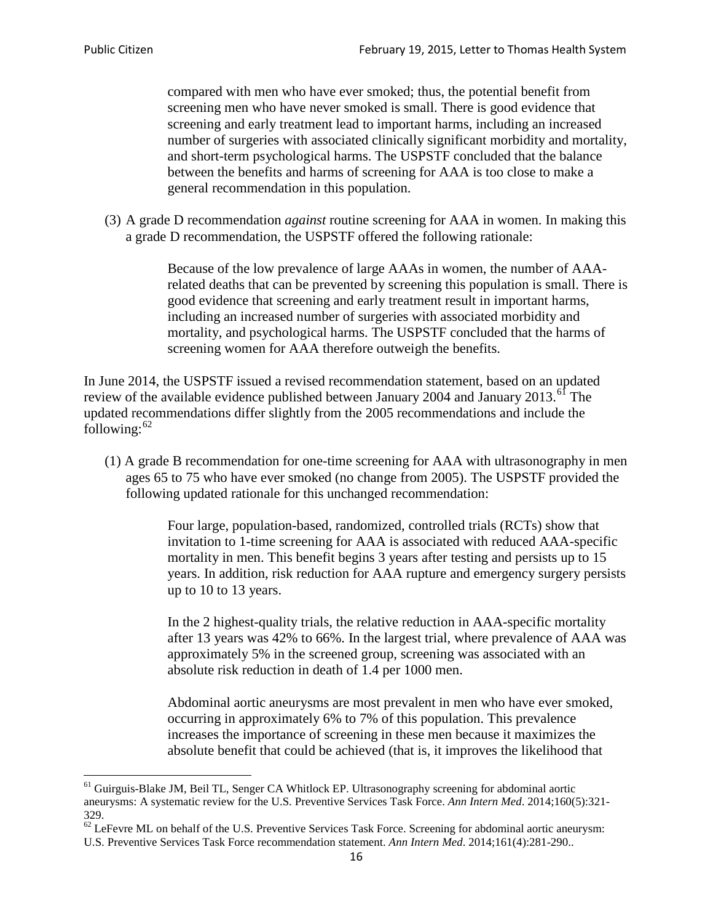> compared with men who have ever smoked; thus, the potential benefit from screening men who have never smoked is small. There is good evidence that screening and early treatment lead to important harms, including an increased number of surgeries with associated clinically significant morbidity and mortality, and short-term psychological harms. The USPSTF concluded that the balance between the benefits and harms of screening for AAA is too close to make a general recommendation in this population.

(3) A grade D recommendation *against* routine screening for AAA in women. In making this a grade D recommendation, the USPSTF offered the following rationale:

> Because of the low prevalence of large AAAs in women, the number of AAA-related deaths that can be prevented by screening this population is small. There is good evidence that screening and early treatment result in important harms, including an increased number of surgeries with associated morbidity and mortality, and psychological harms. The USPSTF concluded that the harms of screening women for AAA therefore outweigh the benefits.

In June 2014, the USPSTF issued a revised recommendation statement, based on an updated review of the available evidence published between January 2004 and January 2013.[61] The updated recommendations differ slightly from the 2005 recommendations and include the following:[62]

(1) A grade B recommendation for one-time screening for AAA with ultrasonography in men ages 65 to 75 who have ever smoked (no change from 2005). The USPSTF provided the following updated rationale for this unchanged recommendation:

> Four large, population-based, randomized, controlled trials (RCTs) show that invitation to 1-time screening for AAA is associated with reduced AAA-specific mortality in men. This benefit begins 3 years after testing and persists up to 15 years. In addition, risk reduction for AAA rupture and emergency surgery persists up to 10 to 13 years.
>
> In the 2 highest-quality trials, the relative reduction in AAA-specific mortality after 13 years was 42% to 66%. In the largest trial, where prevalence of AAA was approximately 5% in the screened group, screening was associated with an absolute risk reduction in death of 1.4 per 1000 men.
>
> Abdominal aortic aneurysms are most prevalent in men who have ever smoked, occurring in approximately 6% to 7% of this population. This prevalence increases the importance of screening in these men because it maximizes the absolute benefit that could be achieved (that is, it improves the likelihood that

---

[61] Guirguis-Blake JM, Beil TL, Senger CA Whitlock EP. Ultrasonography screening for abdominal aortic aneurysms: A systematic review for the U.S. Preventive Services Task Force. *Ann Intern Med*. 2014;160(5):321-329.

[62] LeFevre ML on behalf of the U.S. Preventive Services Task Force. Screening for abdominal aortic aneurysm: U.S. Preventive Services Task Force recommendation statement. *Ann Intern Med*. 2014;161(4):281-290..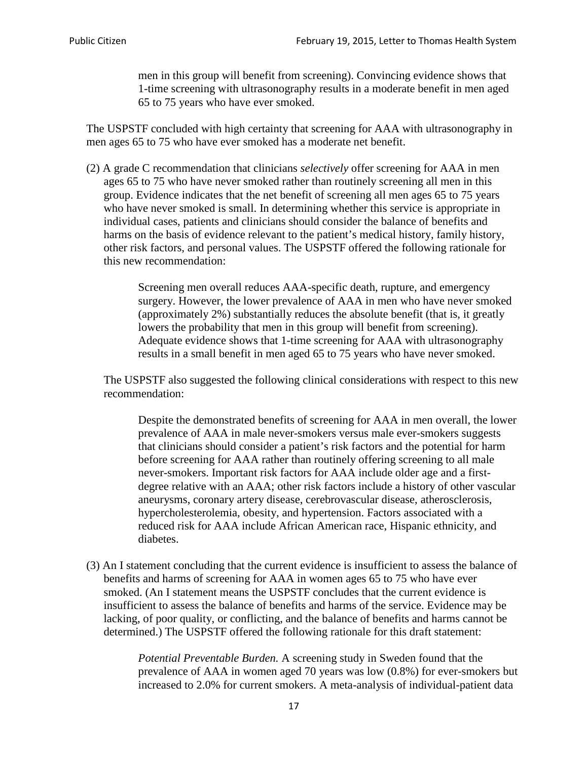> men in this group will benefit from screening). Convincing evidence shows that 1-time screening with ultrasonography results in a moderate benefit in men aged 65 to 75 years who have ever smoked.

The USPSTF concluded with high certainty that screening for AAA with ultrasonography in men ages 65 to 75 who have ever smoked has a moderate net benefit.

(2) A grade C recommendation that clinicians *selectively* offer screening for AAA in men ages 65 to 75 who have never smoked rather than routinely screening all men in this group. Evidence indicates that the net benefit of screening all men ages 65 to 75 years who have never smoked is small. In determining whether this service is appropriate in individual cases, patients and clinicians should consider the balance of benefits and harms on the basis of evidence relevant to the patient's medical history, family history, other risk factors, and personal values. The USPSTF offered the following rationale for this new recommendation:

> Screening men overall reduces AAA-specific death, rupture, and emergency surgery. However, the lower prevalence of AAA in men who have never smoked (approximately 2%) substantially reduces the absolute benefit (that is, it greatly lowers the probability that men in this group will benefit from screening). Adequate evidence shows that 1-time screening for AAA with ultrasonography results in a small benefit in men aged 65 to 75 years who have never smoked.

The USPSTF also suggested the following clinical considerations with respect to this new recommendation:

> Despite the demonstrated benefits of screening for AAA in men overall, the lower prevalence of AAA in male never-smokers versus male ever-smokers suggests that clinicians should consider a patient's risk factors and the potential for harm before screening for AAA rather than routinely offering screening to all male never-smokers. Important risk factors for AAA include older age and a first-degree relative with an AAA; other risk factors include a history of other vascular aneurysms, coronary artery disease, cerebrovascular disease, atherosclerosis, hypercholesterolemia, obesity, and hypertension. Factors associated with a reduced risk for AAA include African American race, Hispanic ethnicity, and diabetes.

(3) An I statement concluding that the current evidence is insufficient to assess the balance of benefits and harms of screening for AAA in women ages 65 to 75 who have ever smoked. (An I statement means the USPSTF concludes that the current evidence is insufficient to assess the balance of benefits and harms of the service. Evidence may be lacking, of poor quality, or conflicting, and the balance of benefits and harms cannot be determined.) The USPSTF offered the following rationale for this draft statement:

> *Potential Preventable Burden.* A screening study in Sweden found that the prevalence of AAA in women aged 70 years was low (0.8%) for ever-smokers but increased to 2.0% for current smokers. A meta-analysis of individual-patient data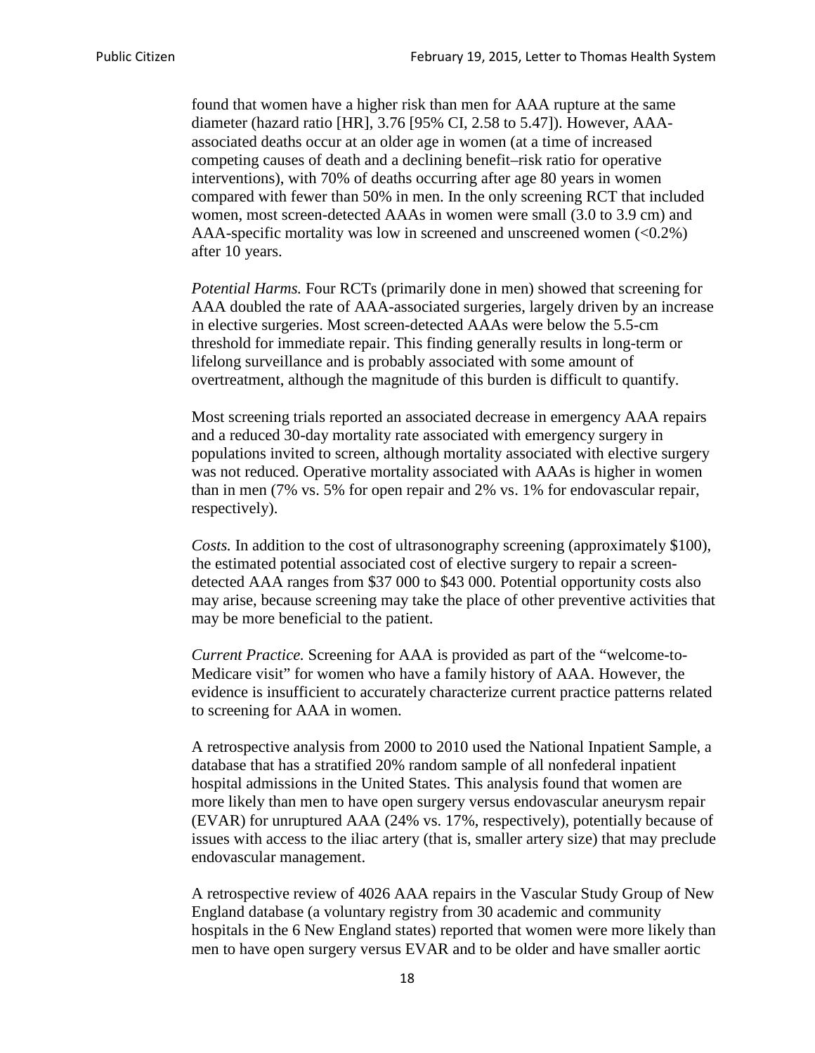found that women have a higher risk than men for AAA rupture at the same diameter (hazard ratio [HR], 3.76 [95% CI, 2.58 to 5.47]). However, AAA-associated deaths occur at an older age in women (at a time of increased competing causes of death and a declining benefit–risk ratio for operative interventions), with 70% of deaths occurring after age 80 years in women compared with fewer than 50% in men. In the only screening RCT that included women, most screen-detected AAAs in women were small (3.0 to 3.9 cm) and AAA-specific mortality was low in screened and unscreened women (<0.2%) after 10 years.

*Potential Harms.* Four RCTs (primarily done in men) showed that screening for AAA doubled the rate of AAA-associated surgeries, largely driven by an increase in elective surgeries. Most screen-detected AAAs were below the 5.5-cm threshold for immediate repair. This finding generally results in long-term or lifelong surveillance and is probably associated with some amount of overtreatment, although the magnitude of this burden is difficult to quantify.

Most screening trials reported an associated decrease in emergency AAA repairs and a reduced 30-day mortality rate associated with emergency surgery in populations invited to screen, although mortality associated with elective surgery was not reduced. Operative mortality associated with AAAs is higher in women than in men (7% vs. 5% for open repair and 2% vs. 1% for endovascular repair, respectively).

*Costs.* In addition to the cost of ultrasonography screening (approximately $100), the estimated potential associated cost of elective surgery to repair a screen-detected AAA ranges from $37 000 to $43 000. Potential opportunity costs also may arise, because screening may take the place of other preventive activities that may be more beneficial to the patient.

*Current Practice.* Screening for AAA is provided as part of the "welcome-to-Medicare visit" for women who have a family history of AAA. However, the evidence is insufficient to accurately characterize current practice patterns related to screening for AAA in women.

A retrospective analysis from 2000 to 2010 used the National Inpatient Sample, a database that has a stratified 20% random sample of all nonfederal inpatient hospital admissions in the United States. This analysis found that women are more likely than men to have open surgery versus endovascular aneurysm repair (EVAR) for unruptured AAA (24% vs. 17%, respectively), potentially because of issues with access to the iliac artery (that is, smaller artery size) that may preclude endovascular management.

A retrospective review of 4026 AAA repairs in the Vascular Study Group of New England database (a voluntary registry from 30 academic and community hospitals in the 6 New England states) reported that women were more likely than men to have open surgery versus EVAR and to be older and have smaller aortic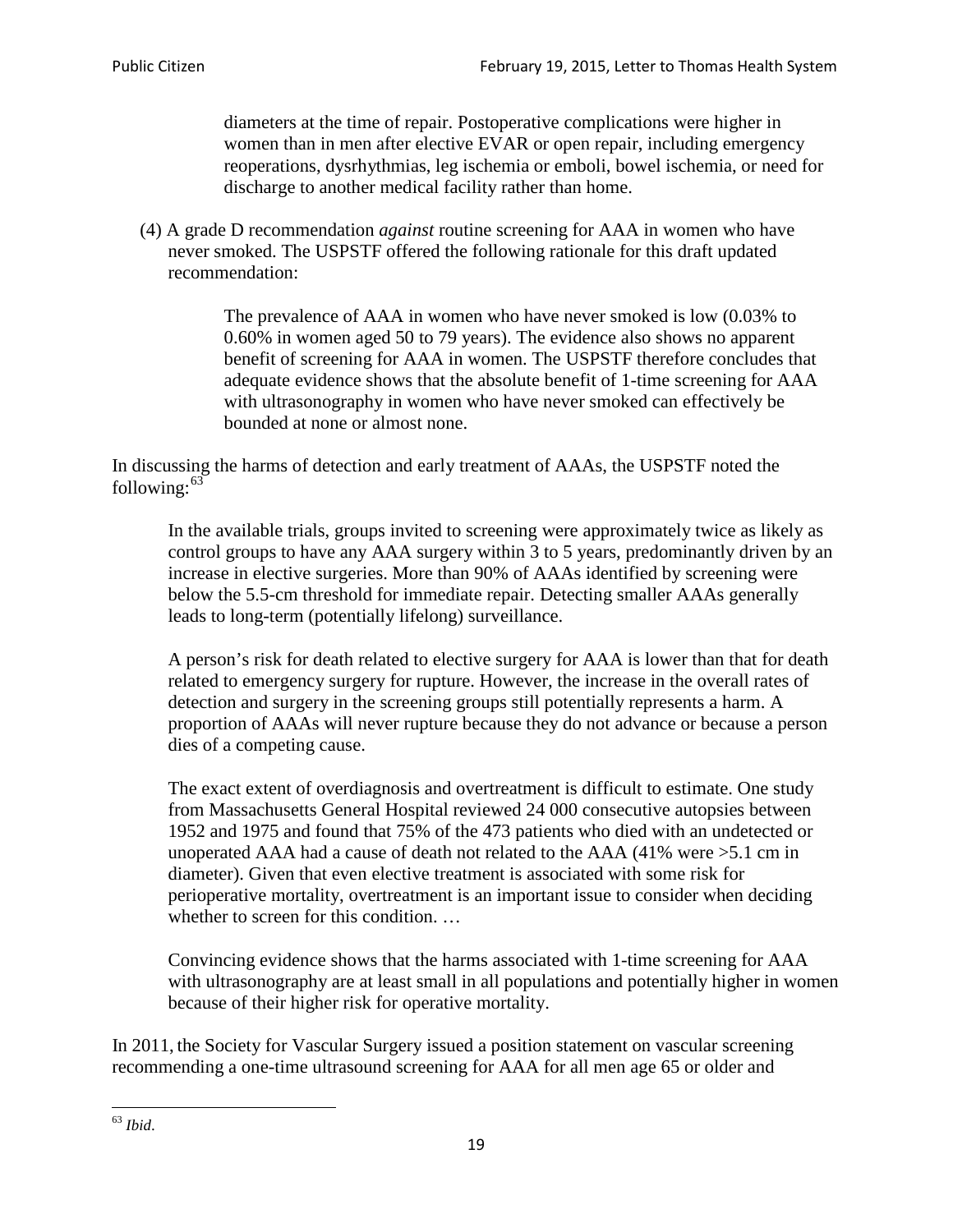> diameters at the time of repair. Postoperative complications were higher in women than in men after elective EVAR or open repair, including emergency reoperations, dysrhythmias, leg ischemia or emboli, bowel ischemia, or need for discharge to another medical facility rather than home.

(4) A grade D recommendation *against* routine screening for AAA in women who have never smoked. The USPSTF offered the following rationale for this draft updated recommendation:

> The prevalence of AAA in women who have never smoked is low (0.03% to 0.60% in women aged 50 to 79 years). The evidence also shows no apparent benefit of screening for AAA in women. The USPSTF therefore concludes that adequate evidence shows that the absolute benefit of 1-time screening for AAA with ultrasonography in women who have never smoked can effectively be bounded at none or almost none.

In discussing the harms of detection and early treatment of AAAs, the USPSTF noted the following:[63]

> In the available trials, groups invited to screening were approximately twice as likely as control groups to have any AAA surgery within 3 to 5 years, predominantly driven by an increase in elective surgeries. More than 90% of AAAs identified by screening were below the 5.5-cm threshold for immediate repair. Detecting smaller AAAs generally leads to long-term (potentially lifelong) surveillance.
>
> A person's risk for death related to elective surgery for AAA is lower than that for death related to emergency surgery for rupture. However, the increase in the overall rates of detection and surgery in the screening groups still potentially represents a harm. A proportion of AAAs will never rupture because they do not advance or because a person dies of a competing cause.
>
> The exact extent of overdiagnosis and overtreatment is difficult to estimate. One study from Massachusetts General Hospital reviewed 24 000 consecutive autopsies between 1952 and 1975 and found that 75% of the 473 patients who died with an undetected or unoperated AAA had a cause of death not related to the AAA (41% were >5.1 cm in diameter). Given that even elective treatment is associated with some risk for perioperative mortality, overtreatment is an important issue to consider when deciding whether to screen for this condition. …
>
> Convincing evidence shows that the harms associated with 1-time screening for AAA with ultrasonography are at least small in all populations and potentially higher in women because of their higher risk for operative mortality.

In 2011, the Society for Vascular Surgery issued a position statement on vascular screening recommending a one-time ultrasound screening for AAA for all men age 65 or older and

---

[63] *Ibid*.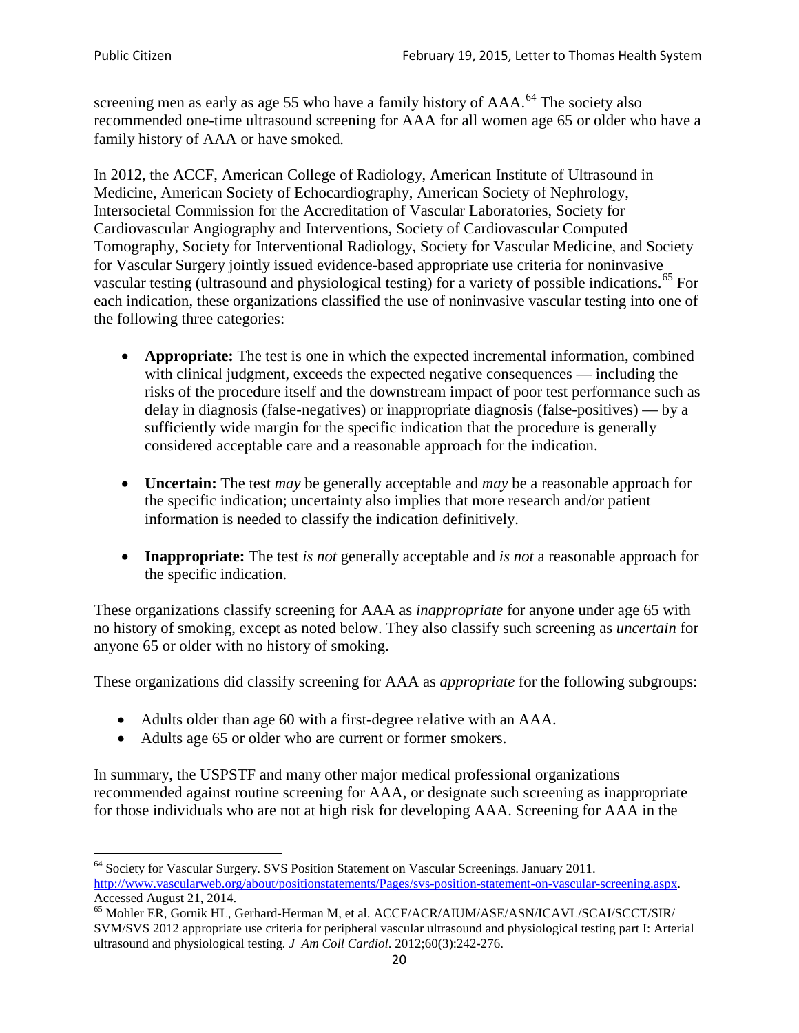screening men as early as age 55 who have a family history of AAA.[64] The society also recommended one-time ultrasound screening for AAA for all women age 65 or older who have a family history of AAA or have smoked.

In 2012, the ACCF, American College of Radiology, American Institute of Ultrasound in Medicine, American Society of Echocardiography, American Society of Nephrology, Intersocietal Commission for the Accreditation of Vascular Laboratories, Society for Cardiovascular Angiography and Interventions, Society of Cardiovascular Computed Tomography, Society for Interventional Radiology, Society for Vascular Medicine, and Society for Vascular Surgery jointly issued evidence-based appropriate use criteria for noninvasive vascular testing (ultrasound and physiological testing) for a variety of possible indications.[65] For each indication, these organizations classified the use of noninvasive vascular testing into one of the following three categories:

- **Appropriate:** The test is one in which the expected incremental information, combined with clinical judgment, exceeds the expected negative consequences — including the risks of the procedure itself and the downstream impact of poor test performance such as delay in diagnosis (false-negatives) or inappropriate diagnosis (false-positives) — by a sufficiently wide margin for the specific indication that the procedure is generally considered acceptable care and a reasonable approach for the indication.

- **Uncertain:** The test *may* be generally acceptable and *may* be a reasonable approach for the specific indication; uncertainty also implies that more research and/or patient information is needed to classify the indication definitively.

- **Inappropriate:** The test *is not* generally acceptable and *is not* a reasonable approach for the specific indication.

These organizations classify screening for AAA as *inappropriate* for anyone under age 65 with no history of smoking, except as noted below. They also classify such screening as *uncertain* for anyone 65 or older with no history of smoking.

These organizations did classify screening for AAA as *appropriate* for the following subgroups:

- Adults older than age 60 with a first-degree relative with an AAA.
- Adults age 65 or older who are current or former smokers.

In summary, the USPSTF and many other major medical professional organizations recommended against routine screening for AAA, or designate such screening as inappropriate for those individuals who are not at high risk for developing AAA. Screening for AAA in the

[64] Society for Vascular Surgery. SVS Position Statement on Vascular Screenings. January 2011. http://www.vascularweb.org/about/positionstatements/Pages/svs-position-statement-on-vascular-screening.aspx. Accessed August 21, 2014.

[65] Mohler ER, Gornik HL, Gerhard-Herman M, et al. ACCF/ACR/AIUM/ASE/ASN/ICAVL/SCAI/SCCT/SIR/SVM/SVS 2012 appropriate use criteria for peripheral vascular ultrasound and physiological testing part I: Arterial ultrasound and physiological testing. *J Am Coll Cardiol*. 2012;60(3):242-276.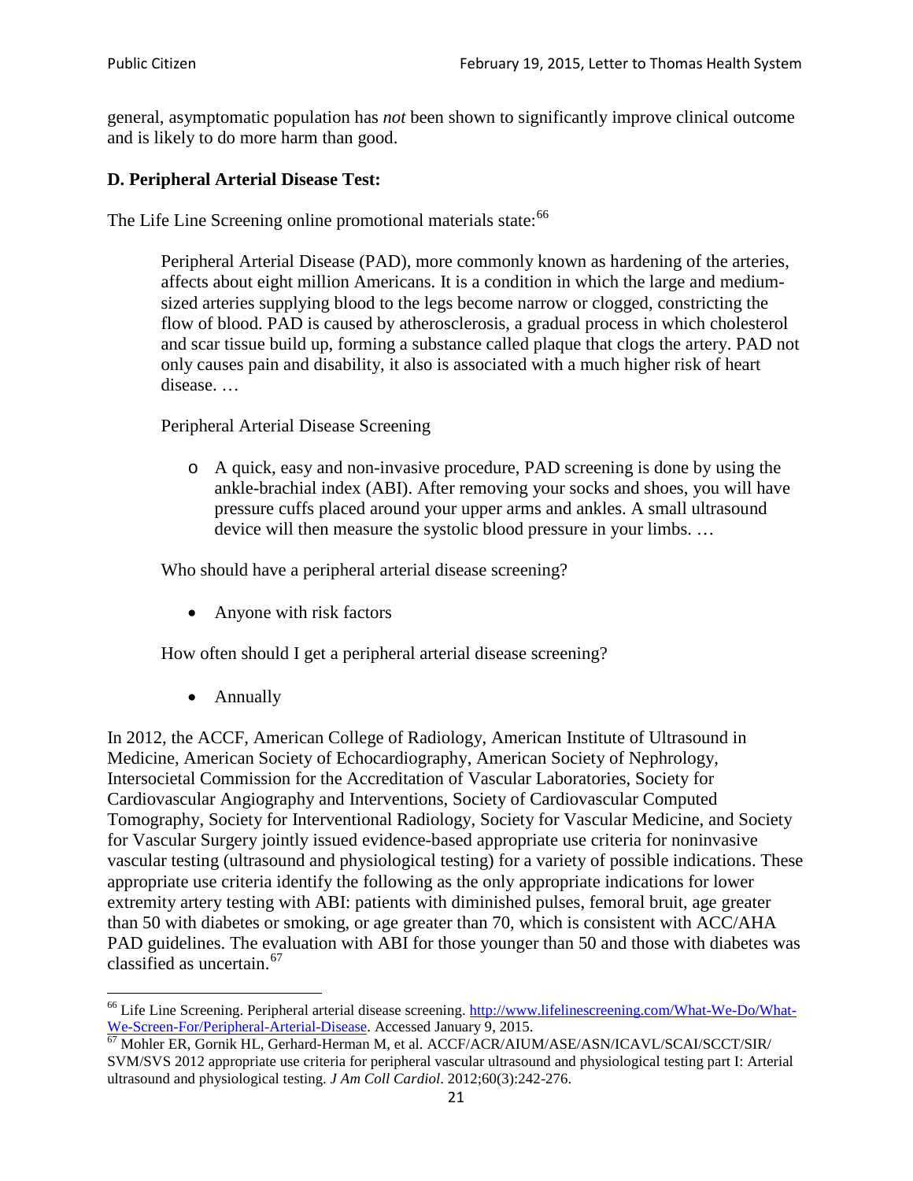general, asymptomatic population has *not* been shown to significantly improve clinical outcome and is likely to do more harm than good.

### D. Peripheral Arterial Disease Test:

The Life Line Screening online promotional materials state:[66]

> Peripheral Arterial Disease (PAD), more commonly known as hardening of the arteries, affects about eight million Americans. It is a condition in which the large and medium-sized arteries supplying blood to the legs become narrow or clogged, constricting the flow of blood. PAD is caused by atherosclerosis, a gradual process in which cholesterol and scar tissue build up, forming a substance called plaque that clogs the artery. PAD not only causes pain and disability, it also is associated with a much higher risk of heart disease. …
>
> Peripheral Arterial Disease Screening
>
> - A quick, easy and non-invasive procedure, PAD screening is done by using the ankle-brachial index (ABI). After removing your socks and shoes, you will have pressure cuffs placed around your upper arms and ankles. A small ultrasound device will then measure the systolic blood pressure in your limbs. …
>
> Who should have a peripheral arterial disease screening?
>
> - Anyone with risk factors
>
> How often should I get a peripheral arterial disease screening?
>
> - Annually

In 2012, the ACCF, American College of Radiology, American Institute of Ultrasound in Medicine, American Society of Echocardiography, American Society of Nephrology, Intersocietal Commission for the Accreditation of Vascular Laboratories, Society for Cardiovascular Angiography and Interventions, Society of Cardiovascular Computed Tomography, Society for Interventional Radiology, Society for Vascular Medicine, and Society for Vascular Surgery jointly issued evidence-based appropriate use criteria for noninvasive vascular testing (ultrasound and physiological testing) for a variety of possible indications. These appropriate use criteria identify the following as the only appropriate indications for lower extremity artery testing with ABI: patients with diminished pulses, femoral bruit, age greater than 50 with diabetes or smoking, or age greater than 70, which is consistent with ACC/AHA PAD guidelines. The evaluation with ABI for those younger than 50 and those with diabetes was classified as uncertain.[67]

---

[66] Life Line Screening. Peripheral arterial disease screening. http://www.lifelinescreening.com/What-We-Do/What-We-Screen-For/Peripheral-Arterial-Disease. Accessed January 9, 2015.

[67] Mohler ER, Gornik HL, Gerhard-Herman M, et al. ACCF/ACR/AIUM/ASE/ASN/ICAVL/SCAI/SCCT/SIR/SVM/SVS 2012 appropriate use criteria for peripheral vascular ultrasound and physiological testing part I: Arterial ultrasound and physiological testing. *J Am Coll Cardiol*. 2012;60(3):242-276.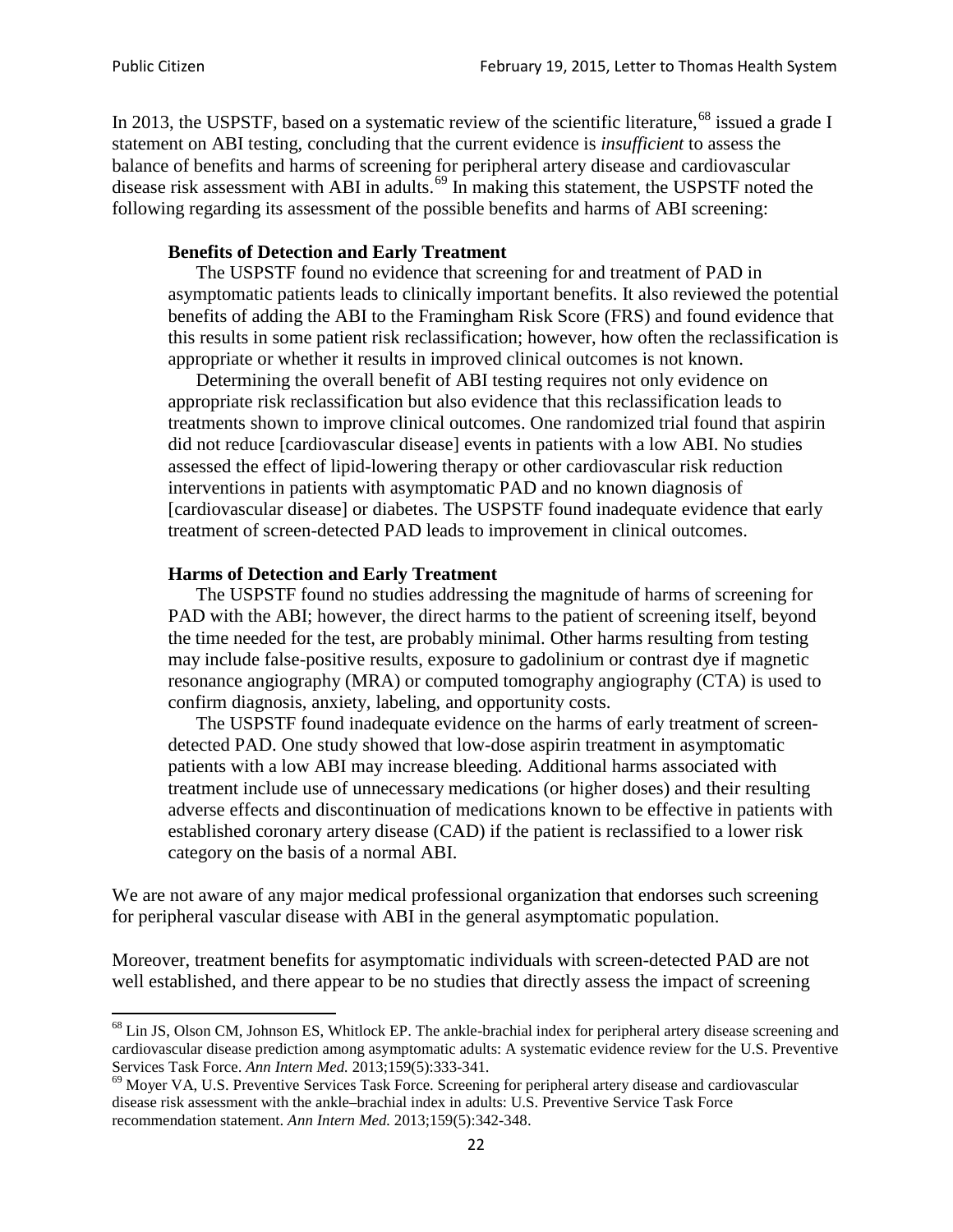In 2013, the USPSTF, based on a systematic review of the scientific literature,[68] issued a grade I statement on ABI testing, concluding that the current evidence is *insufficient* to assess the balance of benefits and harms of screening for peripheral artery disease and cardiovascular disease risk assessment with ABI in adults.[69] In making this statement, the USPSTF noted the following regarding its assessment of the possible benefits and harms of ABI screening:

> **Benefits of Detection and Early Treatment**
>
> The USPSTF found no evidence that screening for and treatment of PAD in asymptomatic patients leads to clinically important benefits. It also reviewed the potential benefits of adding the ABI to the Framingham Risk Score (FRS) and found evidence that this results in some patient risk reclassification; however, how often the reclassification is appropriate or whether it results in improved clinical outcomes is not known.
>
> Determining the overall benefit of ABI testing requires not only evidence on appropriate risk reclassification but also evidence that this reclassification leads to treatments shown to improve clinical outcomes. One randomized trial found that aspirin did not reduce [cardiovascular disease] events in patients with a low ABI. No studies assessed the effect of lipid-lowering therapy or other cardiovascular risk reduction interventions in patients with asymptomatic PAD and no known diagnosis of [cardiovascular disease] or diabetes. The USPSTF found inadequate evidence that early treatment of screen-detected PAD leads to improvement in clinical outcomes.
>
> **Harms of Detection and Early Treatment**
>
> The USPSTF found no studies addressing the magnitude of harms of screening for PAD with the ABI; however, the direct harms to the patient of screening itself, beyond the time needed for the test, are probably minimal. Other harms resulting from testing may include false-positive results, exposure to gadolinium or contrast dye if magnetic resonance angiography (MRA) or computed tomography angiography (CTA) is used to confirm diagnosis, anxiety, labeling, and opportunity costs.
>
> The USPSTF found inadequate evidence on the harms of early treatment of screen-detected PAD. One study showed that low-dose aspirin treatment in asymptomatic patients with a low ABI may increase bleeding. Additional harms associated with treatment include use of unnecessary medications (or higher doses) and their resulting adverse effects and discontinuation of medications known to be effective in patients with established coronary artery disease (CAD) if the patient is reclassified to a lower risk category on the basis of a normal ABI.

We are not aware of any major medical professional organization that endorses such screening for peripheral vascular disease with ABI in the general asymptomatic population.

Moreover, treatment benefits for asymptomatic individuals with screen-detected PAD are not well established, and there appear to be no studies that directly assess the impact of screening

---

[68] Lin JS, Olson CM, Johnson ES, Whitlock EP. The ankle-brachial index for peripheral artery disease screening and cardiovascular disease prediction among asymptomatic adults: A systematic evidence review for the U.S. Preventive Services Task Force. *Ann Intern Med.* 2013;159(5):333-341.

[69] Moyer VA, U.S. Preventive Services Task Force. Screening for peripheral artery disease and cardiovascular disease risk assessment with the ankle–brachial index in adults: U.S. Preventive Service Task Force recommendation statement. *Ann Intern Med.* 2013;159(5):342-348.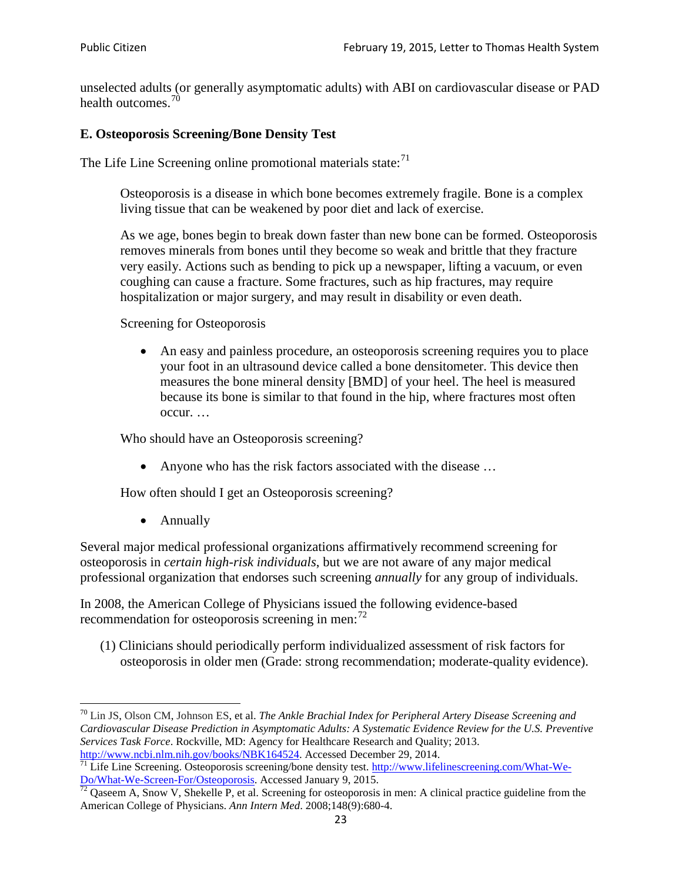unselected adults (or generally asymptomatic adults) with ABI on cardiovascular disease or PAD health outcomes.[70]

### E. Osteoporosis Screening/Bone Density Test

The Life Line Screening online promotional materials state:[71]

> Osteoporosis is a disease in which bone becomes extremely fragile. Bone is a complex living tissue that can be weakened by poor diet and lack of exercise.
>
> As we age, bones begin to break down faster than new bone can be formed. Osteoporosis removes minerals from bones until they become so weak and brittle that they fracture very easily. Actions such as bending to pick up a newspaper, lifting a vacuum, or even coughing can cause a fracture. Some fractures, such as hip fractures, may require hospitalization or major surgery, and may result in disability or even death.
>
> Screening for Osteoporosis
>
> - An easy and painless procedure, an osteoporosis screening requires you to place your foot in an ultrasound device called a bone densitometer. This device then measures the bone mineral density [BMD] of your heel. The heel is measured because its bone is similar to that found in the hip, where fractures most often occur. …
>
> Who should have an Osteoporosis screening?
>
> - Anyone who has the risk factors associated with the disease …
>
> How often should I get an Osteoporosis screening?
>
> - Annually

Several major medical professional organizations affirmatively recommend screening for osteoporosis in *certain high-risk individuals*, but we are not aware of any major medical professional organization that endorses such screening *annually* for any group of individuals.

In 2008, the American College of Physicians issued the following evidence-based recommendation for osteoporosis screening in men:[72]

(1) Clinicians should periodically perform individualized assessment of risk factors for osteoporosis in older men (Grade: strong recommendation; moderate-quality evidence).

---

[70] Lin JS, Olson CM, Johnson ES, et al. *The Ankle Brachial Index for Peripheral Artery Disease Screening and Cardiovascular Disease Prediction in Asymptomatic Adults: A Systematic Evidence Review for the U.S. Preventive Services Task Force*. Rockville, MD: Agency for Healthcare Research and Quality; 2013. http://www.ncbi.nlm.nih.gov/books/NBK164524. Accessed December 29, 2014.

[71] Life Line Screening. Osteoporosis screening/bone density test. http://www.lifelinescreening.com/What-We-Do/What-We-Screen-For/Osteoporosis. Accessed January 9, 2015.

[72] Qaseem A, Snow V, Shekelle P, et al. Screening for osteoporosis in men: A clinical practice guideline from the American College of Physicians. *Ann Intern Med*. 2008;148(9):680-4.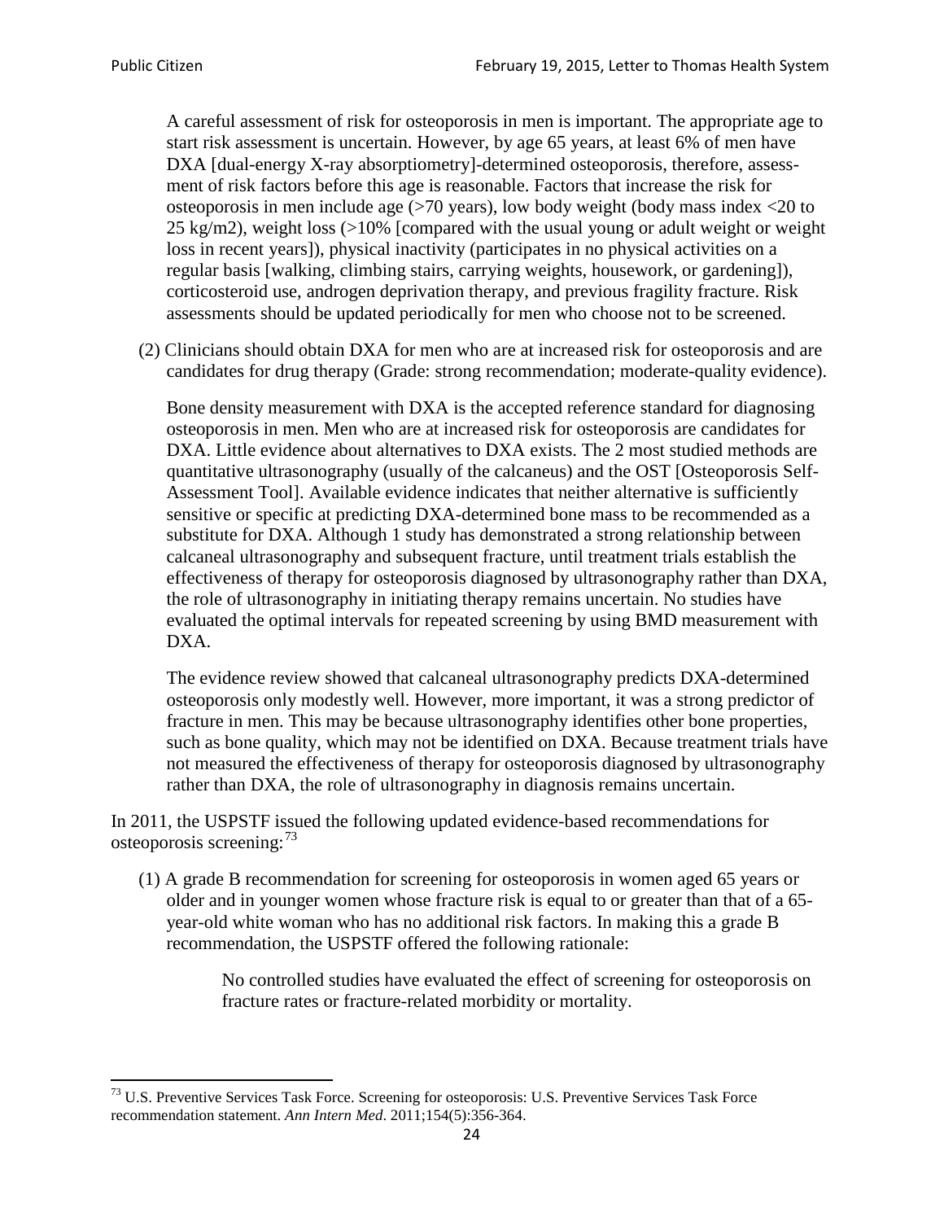A careful assessment of risk for osteoporosis in men is important. The appropriate age to start risk assessment is uncertain. However, by age 65 years, at least 6% of men have DXA [dual-energy X-ray absorptiometry]-determined osteoporosis, therefore, assessment of risk factors before this age is reasonable. Factors that increase the risk for osteoporosis in men include age (>70 years), low body weight (body mass index <20 to 25 kg/m2), weight loss (>10% [compared with the usual young or adult weight or weight loss in recent years]), physical inactivity (participates in no physical activities on a regular basis [walking, climbing stairs, carrying weights, housework, or gardening]), corticosteroid use, androgen deprivation therapy, and previous fragility fracture. Risk assessments should be updated periodically for men who choose not to be screened.

(2) Clinicians should obtain DXA for men who are at increased risk for osteoporosis and are candidates for drug therapy (Grade: strong recommendation; moderate-quality evidence).

Bone density measurement with DXA is the accepted reference standard for diagnosing osteoporosis in men. Men who are at increased risk for osteoporosis are candidates for DXA. Little evidence about alternatives to DXA exists. The 2 most studied methods are quantitative ultrasonography (usually of the calcaneus) and the OST [Osteoporosis Self-Assessment Tool]. Available evidence indicates that neither alternative is sufficiently sensitive or specific at predicting DXA-determined bone mass to be recommended as a substitute for DXA. Although 1 study has demonstrated a strong relationship between calcaneal ultrasonography and subsequent fracture, until treatment trials establish the effectiveness of therapy for osteoporosis diagnosed by ultrasonography rather than DXA, the role of ultrasonography in initiating therapy remains uncertain. No studies have evaluated the optimal intervals for repeated screening by using BMD measurement with DXA.

The evidence review showed that calcaneal ultrasonography predicts DXA-determined osteoporosis only modestly well. However, more important, it was a strong predictor of fracture in men. This may be because ultrasonography identifies other bone properties, such as bone quality, which may not be identified on DXA. Because treatment trials have not measured the effectiveness of therapy for osteoporosis diagnosed by ultrasonography rather than DXA, the role of ultrasonography in diagnosis remains uncertain.

In 2011, the USPSTF issued the following updated evidence-based recommendations for osteoporosis screening:[73]

(1) A grade B recommendation for screening for osteoporosis in women aged 65 years or older and in younger women whose fracture risk is equal to or greater than that of a 65-year-old white woman who has no additional risk factors. In making this a grade B recommendation, the USPSTF offered the following rationale:

> No controlled studies have evaluated the effect of screening for osteoporosis on fracture rates or fracture-related morbidity or mortality.

---

[73] U.S. Preventive Services Task Force. Screening for osteoporosis: U.S. Preventive Services Task Force recommendation statement. *Ann Intern Med*. 2011;154(5):356-364.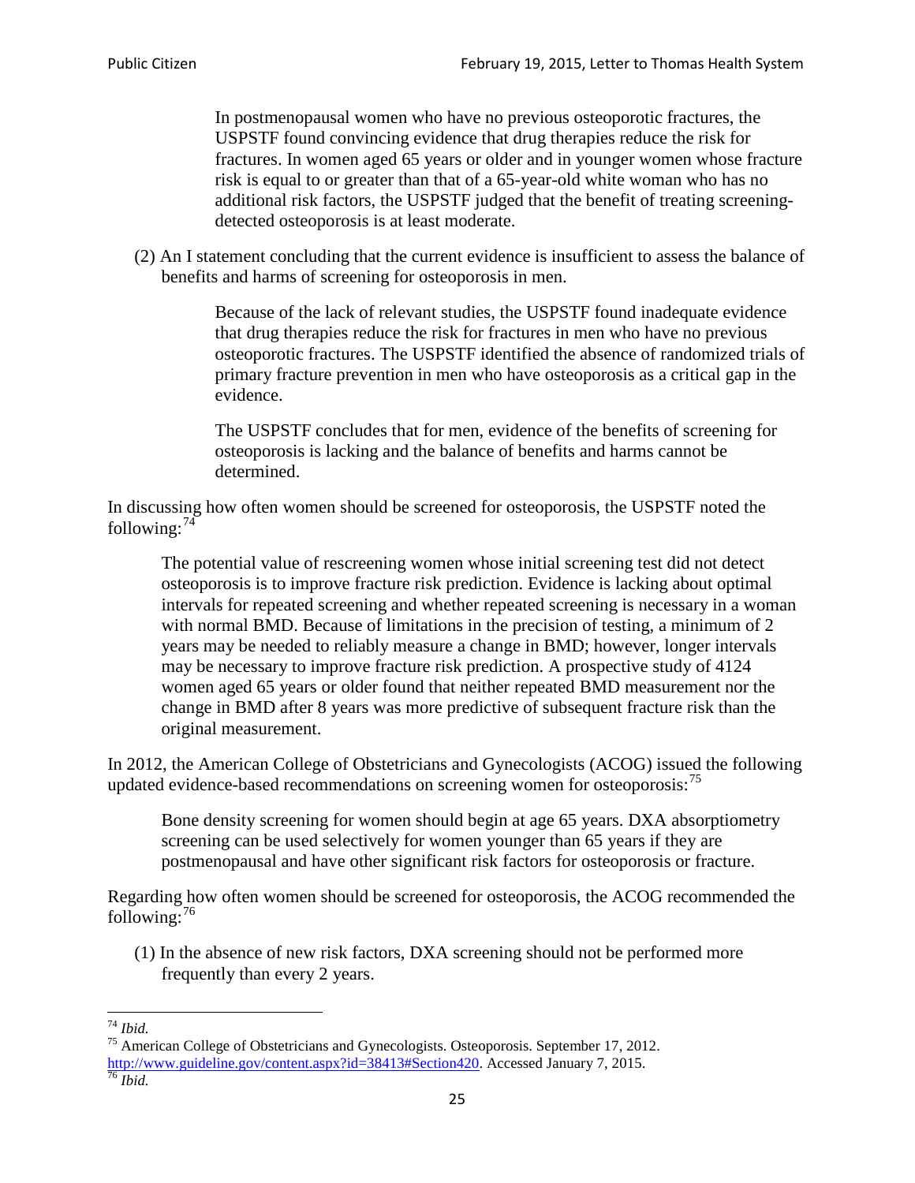> In postmenopausal women who have no previous osteoporotic fractures, the USPSTF found convincing evidence that drug therapies reduce the risk for fractures. In women aged 65 years or older and in younger women whose fracture risk is equal to or greater than that of a 65-year-old white woman who has no additional risk factors, the USPSTF judged that the benefit of treating screening-detected osteoporosis is at least moderate.

(2) An I statement concluding that the current evidence is insufficient to assess the balance of benefits and harms of screening for osteoporosis in men.

> Because of the lack of relevant studies, the USPSTF found inadequate evidence that drug therapies reduce the risk for fractures in men who have no previous osteoporotic fractures. The USPSTF identified the absence of randomized trials of primary fracture prevention in men who have osteoporosis as a critical gap in the evidence.
>
> The USPSTF concludes that for men, evidence of the benefits of screening for osteoporosis is lacking and the balance of benefits and harms cannot be determined.

In discussing how often women should be screened for osteoporosis, the USPSTF noted the following:[74]

> The potential value of rescreening women whose initial screening test did not detect osteoporosis is to improve fracture risk prediction. Evidence is lacking about optimal intervals for repeated screening and whether repeated screening is necessary in a woman with normal BMD. Because of limitations in the precision of testing, a minimum of 2 years may be needed to reliably measure a change in BMD; however, longer intervals may be necessary to improve fracture risk prediction. A prospective study of 4124 women aged 65 years or older found that neither repeated BMD measurement nor the change in BMD after 8 years was more predictive of subsequent fracture risk than the original measurement.

In 2012, the American College of Obstetricians and Gynecologists (ACOG) issued the following updated evidence-based recommendations on screening women for osteoporosis:[75]

> Bone density screening for women should begin at age 65 years. DXA absorptiometry screening can be used selectively for women younger than 65 years if they are postmenopausal and have other significant risk factors for osteoporosis or fracture.

Regarding how often women should be screened for osteoporosis, the ACOG recommended the following:[76]

(1) In the absence of new risk factors, DXA screening should not be performed more frequently than every 2 years.

---

[74] *Ibid.*

[75] American College of Obstetricians and Gynecologists. Osteoporosis. September 17, 2012. http://www.guideline.gov/content.aspx?id=38413#Section420. Accessed January 7, 2015.

[76] *Ibid.*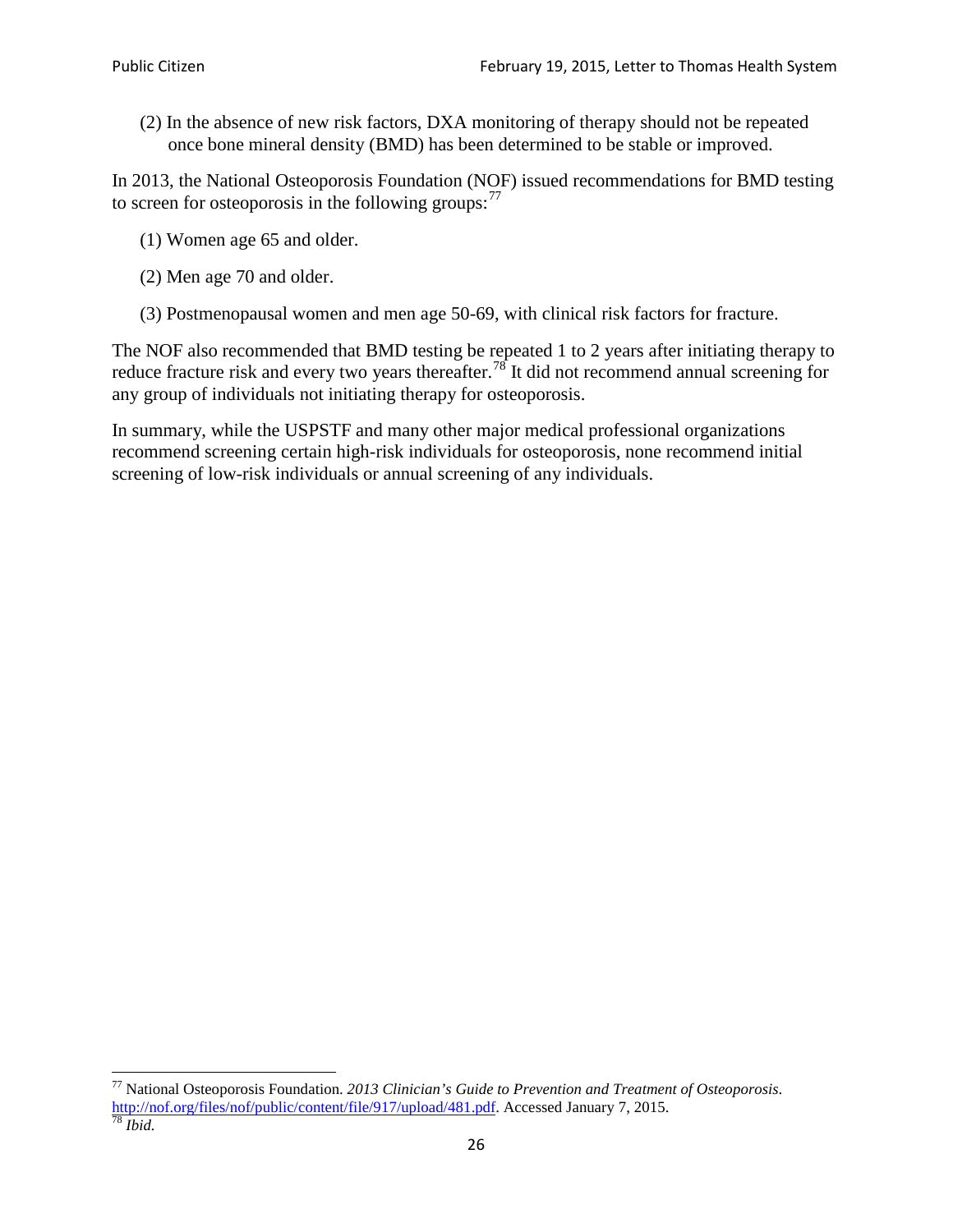(2) In the absence of new risk factors, DXA monitoring of therapy should not be repeated once bone mineral density (BMD) has been determined to be stable or improved.

In 2013, the National Osteoporosis Foundation (NOF) issued recommendations for BMD testing to screen for osteoporosis in the following groups:[77]

(1) Women age 65 and older.

(2) Men age 70 and older.

(3) Postmenopausal women and men age 50-69, with clinical risk factors for fracture.

The NOF also recommended that BMD testing be repeated 1 to 2 years after initiating therapy to reduce fracture risk and every two years thereafter.[78] It did not recommend annual screening for any group of individuals not initiating therapy for osteoporosis.

In summary, while the USPSTF and many other major medical professional organizations recommend screening certain high-risk individuals for osteoporosis, none recommend initial screening of low-risk individuals or annual screening of any individuals.

---

[77] National Osteoporosis Foundation. *2013 Clinician's Guide to Prevention and Treatment of Osteoporosis.* http://nof.org/files/nof/public/content/file/917/upload/481.pdf. Accessed January 7, 2015.

[78] *Ibid.*